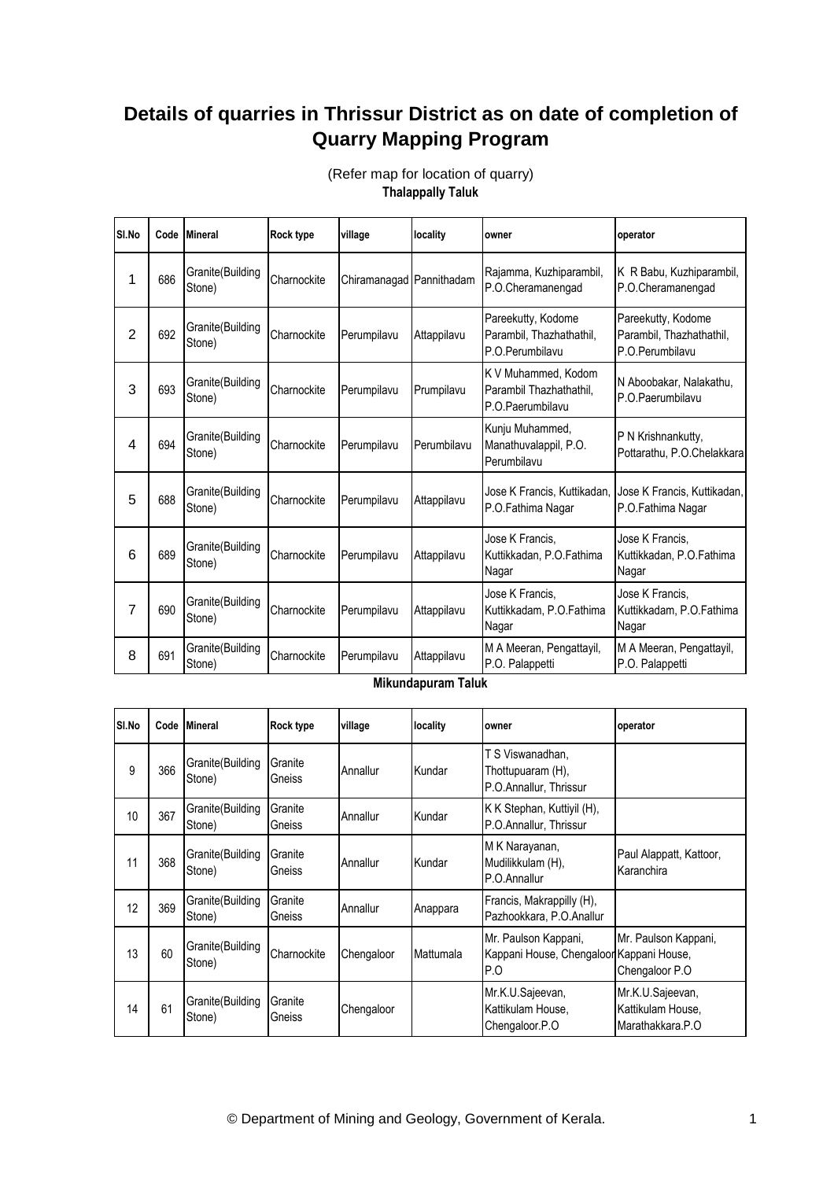# Details of quarries in Thrissur District as on date of completion of Quarry Mapping Program

(Refer map for location of quarry)

**Thalappally Taluk**

| Sl.No | Code | Mineral | Rock type | village | locality | owner | operator |
|---|---|---|---|---|---|---|---|
| 1 | 686 | Granite(Building Stone) | Charnockite | Chiramanagad | Pannithadam | Rajamma, Kuzhiparambil, P.O.Cheramanengad | K R Babu, Kuzhiparambil, P.O.Cheramanengad |
| 2 | 692 | Granite(Building Stone) | Charnockite | Perumpilavu | Attappilavu | Pareekutty, Kodome Parambil, Thazhathathil, P.O.Perumbilavu | Pareekutty, Kodome Parambil, Thazhathathil, P.O.Perumbilavu |
| 3 | 693 | Granite(Building Stone) | Charnockite | Perumpilavu | Prumpilavu | K V Muhammed, Kodom Parambil Thazhathathil, P.O.Paerumbilavu | N Aboobakar, Nalakathu, P.O.Paerumbilavu |
| 4 | 694 | Granite(Building Stone) | Charnockite | Perumpilavu | Perumbilavu | Kunju Muhammed, Manathuvalappil, P.O. Perumbilavu | P N Krishnankutty, Pottarathu, P.O.Chelakkara |
| 5 | 688 | Granite(Building Stone) | Charnockite | Perumpilavu | Attappilavu | Jose K Francis, Kuttikadan, P.O.Fathima Nagar | Jose K Francis, Kuttikadan, P.O.Fathima Nagar |
| 6 | 689 | Granite(Building Stone) | Charnockite | Perumpilavu | Attappilavu | Jose K Francis, Kuttikkadan, P.O.Fathima Nagar | Jose K Francis, Kuttikkadan, P.O.Fathima Nagar |
| 7 | 690 | Granite(Building Stone) | Charnockite | Perumpilavu | Attappilavu | Jose K Francis, Kuttikkadam, P.O.Fathima Nagar | Jose K Francis, Kuttikkadam, P.O.Fathima Nagar |
| 8 | 691 | Granite(Building Stone) | Charnockite | Perumpilavu | Attappilavu | M A Meeran, Pengattayil, P.O. Palappetti | M A Meeran, Pengattayil, P.O. Palappetti |

**Mikundapuram Taluk**

| Sl.No | Code | Mineral | Rock type | village | locality | owner | operator |
|---|---|---|---|---|---|---|---|
| 9 | 366 | Granite(Building Stone) | Granite Gneiss | Annallur | Kundar | T S Viswanadhan, Thottupuaram (H), P.O.Annallur, Thrissur | |
| 10 | 367 | Granite(Building Stone) | Granite Gneiss | Annallur | Kundar | K K Stephan, Kuttiyil (H), P.O.Annallur, Thrissur | |
| 11 | 368 | Granite(Building Stone) | Granite Gneiss | Annallur | Kundar | M K Narayanan, Mudilikkulam (H), P.O.Annallur | Paul Alappatt, Kattoor, Karanchira |
| 12 | 369 | Granite(Building Stone) | Granite Gneiss | Annallur | Anappara | Francis, Makrappilly (H), Pazhookkara, P.O.Anallur | |
| 13 | 60 | Granite(Building Stone) | Charnockite | Chengaloor | Mattumala | Mr. Paulson Kappani, Kappani House, Chengaloor P.O | Mr. Paulson Kappani, Kappani House, Chengaloor P.O |
| 14 | 61 | Granite(Building Stone) | Granite Gneiss | Chengaloor | | Mr.K.U.Sajeevan, Kattikulam House, Chengaloor.P.O | Mr.K.U.Sajeevan, Kattikulam House, Marathakkara.P.O |

© Department of Mining and Geology, Government of Kerala.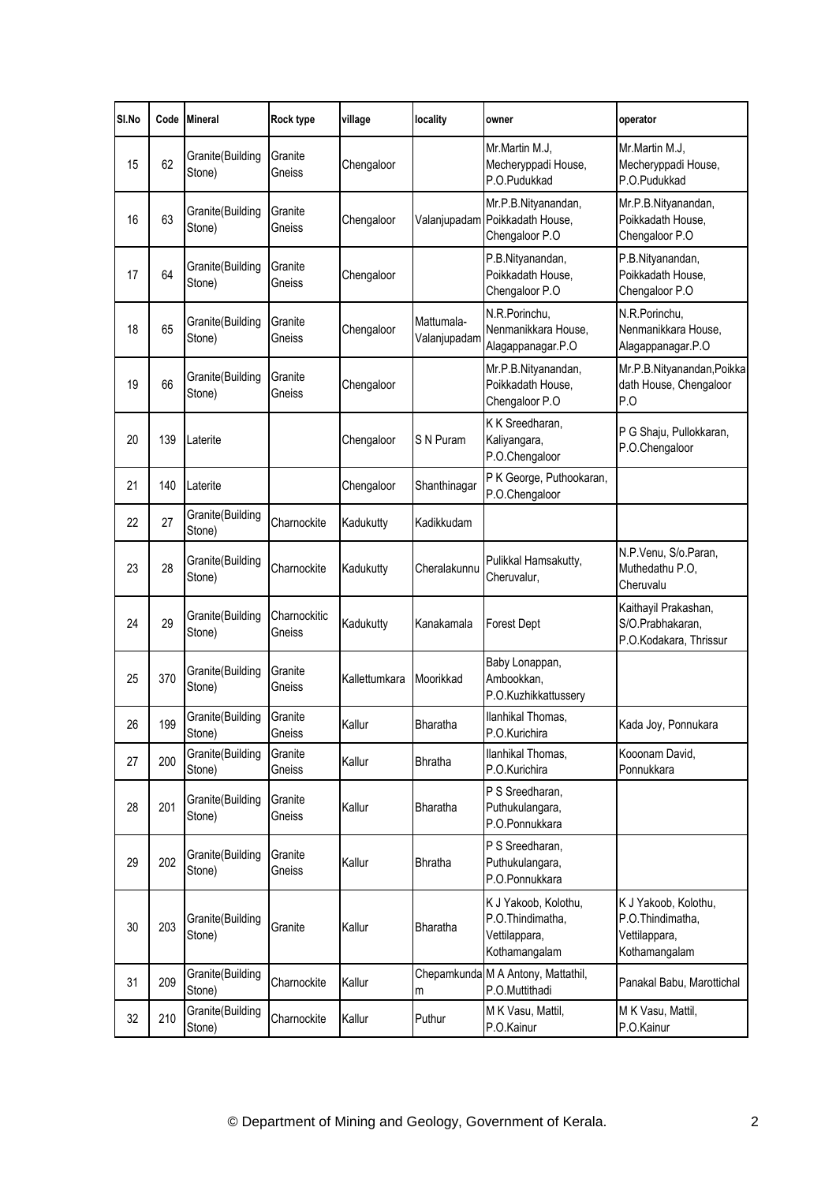| Sl.No | Code | Mineral | Rock type | village | locality | owner | operator |
|---|---|---|---|---|---|---|---|
| 15 | 62 | Granite(Building Stone) | Granite Gneiss | Chengaloor | | Mr.Martin M.J, Mecheryppadi House, P.O.Pudukkad | Mr.Martin M.J, Mecheryppadi House, P.O.Pudukkad |
| 16 | 63 | Granite(Building Stone) | Granite Gneiss | Chengaloor | Valanjupadam | Mr.P.B.Nityanandan, Poikkadath House, Chengaloor P.O | Mr.P.B.Nityanandan, Poikkadath House, Chengaloor P.O |
| 17 | 64 | Granite(Building Stone) | Granite Gneiss | Chengaloor | | P.B.Nityanandan, Poikkadath House, Chengaloor P.O | P.B.Nityanandan, Poikkadath House, Chengaloor P.O |
| 18 | 65 | Granite(Building Stone) | Granite Gneiss | Chengaloor | Mattumala-Valanjupadam | N.R.Porinchu, Nenmanikkara House, Alagappanagar.P.O | N.R.Porinchu, Nenmanikkara House, Alagappanagar.P.O |
| 19 | 66 | Granite(Building Stone) | Granite Gneiss | Chengaloor | | Mr.P.B.Nityanandan, Poikkadath House, Chengaloor P.O | Mr.P.B.Nityanandan,Poikkadath House, Chengaloor P.O |
| 20 | 139 | Laterite | | Chengaloor | S N Puram | K K Sreedharan, Kaliyangara, P.O.Chengaloor | P G Shaju, Pullokkaran, P.O.Chengaloor |
| 21 | 140 | Laterite | | Chengaloor | Shanthinagar | P K George, Puthookaran, P.O.Chengaloor | |
| 22 | 27 | Granite(Building Stone) | Charnockite | Kadukutty | Kadikkudam | | |
| 23 | 28 | Granite(Building Stone) | Charnockite | Kadukutty | Cheralakunnu | Pulikkal Hamsakutty, Cheruvalur, | N.P.Venu, S/o.Paran, Muthedathu P.O, Cheruvalu |
| 24 | 29 | Granite(Building Stone) | Charnockitic Gneiss | Kadukutty | Kanakamala | Forest Dept | Kaithayil Prakashan, S/O.Prabhakaran, P.O.Kodakara, Thrissur |
| 25 | 370 | Granite(Building Stone) | Granite Gneiss | Kallettumkara | Moorikkad | Baby Lonappan, Ambookkan, P.O.Kuzhikkattussery | |
| 26 | 199 | Granite(Building Stone) | Granite Gneiss | Kallur | Bharatha | Ilanhikal Thomas, P.O.Kurichira | Kada Joy, Ponnukara |
| 27 | 200 | Granite(Building Stone) | Granite Gneiss | Kallur | Bhratha | Ilanhikal Thomas, P.O.Kurichira | Kooonam David, Ponnukkara |
| 28 | 201 | Granite(Building Stone) | Granite Gneiss | Kallur | Bharatha | P S Sreedharan, Puthukulangara, P.O.Ponnukkara | |
| 29 | 202 | Granite(Building Stone) | Granite Gneiss | Kallur | Bhratha | P S Sreedharan, Puthukulangara, P.O.Ponnukkara | |
| 30 | 203 | Granite(Building Stone) | Granite | Kallur | Bharatha | K J Yakoob, Kolothu, P.O.Thindimatha, Vettilappara, Kothamangalam | K J Yakoob, Kolothu, P.O.Thindimatha, Vettilappara, Kothamangalam |
| 31 | 209 | Granite(Building Stone) | Charnockite | Kallur | Chepamkundam | M A Antony, Mattathil, P.O.Muttithadi | Panakal Babu, Marottichal |
| 32 | 210 | Granite(Building Stone) | Charnockite | Kallur | Puthur | M K Vasu, Mattil, P.O.Kainur | M K Vasu, Mattil, P.O.Kainur |

© Department of Mining and Geology, Government of Kerala.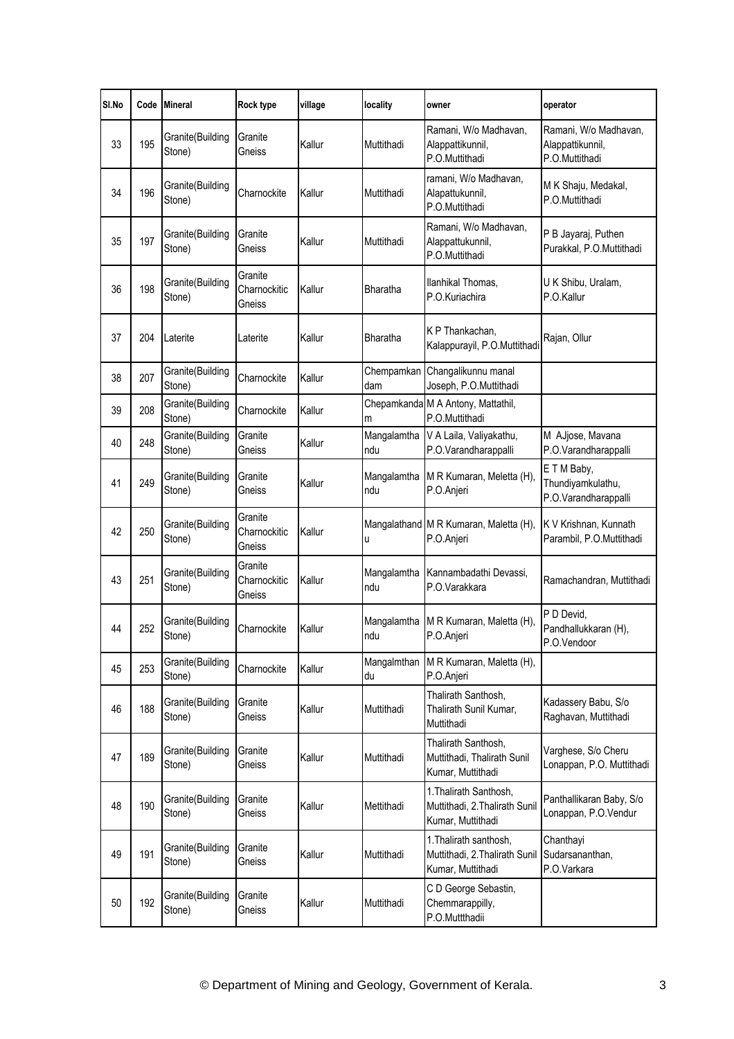| Sl.No | Code | Mineral | Rock type | village | locality | owner | operator |
|---|---|---|---|---|---|---|---|
| 33 | 195 | Granite(Building Stone) | Granite Gneiss | Kallur | Muttithadi | Ramani, W/o Madhavan, Alappattikunnil, P.O.Muttithadi | Ramani, W/o Madhavan, Alappattikunnil, P.O.Muttithadi |
| 34 | 196 | Granite(Building Stone) | Charnockite | Kallur | Muttithadi | ramani, W/o Madhavan, Alapattukunnil, P.O.Muttithadi | M K Shaju, Medakal, P.O.Muttithadi |
| 35 | 197 | Granite(Building Stone) | Granite Gneiss | Kallur | Muttithadi | Ramani, W/o Madhavan, Alappattukunnil, P.O.Muttithadi | P B Jayaraj, Puthen Purakkal, P.O.Muttithadi |
| 36 | 198 | Granite(Building Stone) | Granite Charnockitic Gneiss | Kallur | Bharatha | Ilanhikal Thomas, P.O.Kuriachira | U K Shibu, Uralam, P.O.Kallur |
| 37 | 204 | Laterite | Laterite | Kallur | Bharatha | K P Thankachan, Kalappurayil, P.O.Muttithadi | Rajan, Ollur |
| 38 | 207 | Granite(Building Stone) | Charnockite | Kallur | Chempamkandam | Changalikunnu manal Joseph, P.O.Muttithadi | |
| 39 | 208 | Granite(Building Stone) | Charnockite | Kallur | Chepamkandam | M A Antony, Mattathil, P.O.Muttithadi | |
| 40 | 248 | Granite(Building Stone) | Granite Gneiss | Kallur | Mangalamthandu | V A Laila, Valiyakathu, P.O.Varandharappalli | M AJjose, Mavana P.O.Varandharappalli |
| 41 | 249 | Granite(Building Stone) | Granite Gneiss | Kallur | Mangalamthandu | M R Kumaran, Meletta (H), P.O.Anjeri | E T M Baby, Thundiyamkulathu, P.O.Varandharappalli |
| 42 | 250 | Granite(Building Stone) | Granite Charnockitic Gneiss | Kallur | Mangalathandu | M R Kumaran, Maletta (H), P.O.Anjeri | K V Krishnan, Kunnath Parambil, P.O.Muttithadi |
| 43 | 251 | Granite(Building Stone) | Granite Charnockitic Gneiss | Kallur | Mangalamthandu | Kannambadathi Devassi, P.O.Varakkara | Ramachandran, Muttithadi |
| 44 | 252 | Granite(Building Stone) | Charnockite | Kallur | Mangalamthandu | M R Kumaran, Maletta (H), P.O.Anjeri | P D Devid, Pandhallukkaran (H), P.O.Vendoor |
| 45 | 253 | Granite(Building Stone) | Charnockite | Kallur | Mangalmthandu | M R Kumaran, Maletta (H), P.O.Anjeri | |
| 46 | 188 | Granite(Building Stone) | Granite Gneiss | Kallur | Muttithadi | Thalirath Santhosh, Thalirath Sunil Kumar, Muttithadi | Kadassery Babu, S/o Raghavan, Muttithadi |
| 47 | 189 | Granite(Building Stone) | Granite Gneiss | Kallur | Muttithadi | Thalirath Santhosh, Muttithadi, Thalirath Sunil Kumar, Muttithadi | Varghese, S/o Cheru Lonappan, P.O. Muttithadi |
| 48 | 190 | Granite(Building Stone) | Granite Gneiss | Kallur | Mettithadi | 1.Thalirath Santhosh, Muttithadi, 2.Thalirath Sunil Kumar, Muttithadi | Panthallikaran Baby, S/o Lonappan, P.O.Vendur |
| 49 | 191 | Granite(Building Stone) | Granite Gneiss | Kallur | Muttithadi | 1.Thalirath santhosh, Muttithadi, 2.Thalirath Sunil Kumar, Muttithadi | Chanthayi Sudarsananthan, P.O.Varkara |
| 50 | 192 | Granite(Building Stone) | Granite Gneiss | Kallur | Muttithadi | C D George Sebastin, Chemmarappilly, P.O.Muttthadii | |

© Department of Mining and Geology, Government of Kerala.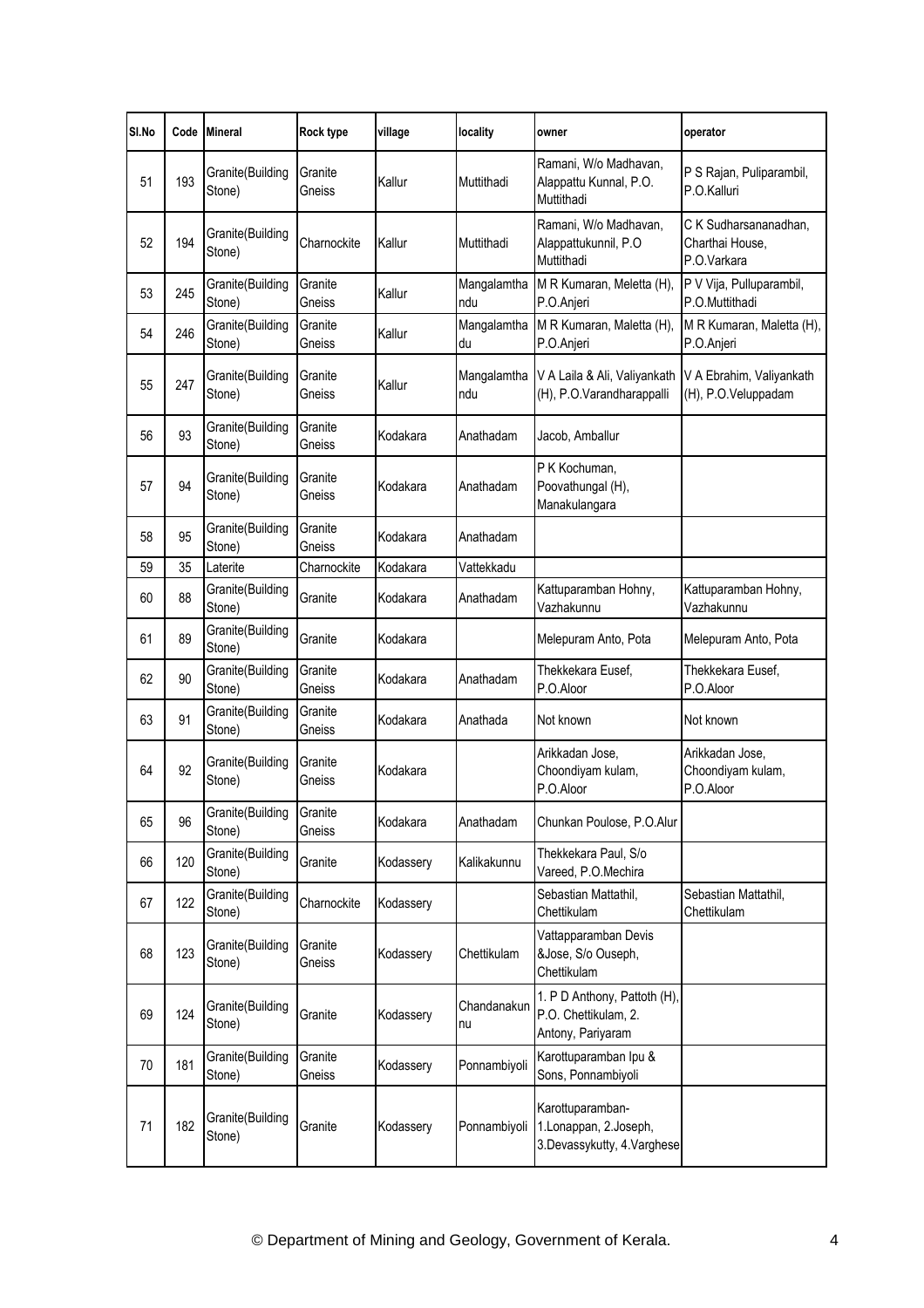| Sl.No | Code | Mineral | Rock type | village | locality | owner | operator |
|---|---|---|---|---|---|---|---|
| 51 | 193 | Granite(Building Stone) | Granite Gneiss | Kallur | Muttithadi | Ramani, W/o Madhavan, Alappattu Kunnal, P.O. Muttithadi | P S Rajan, Puliparambil, P.O.Kalluri |
| 52 | 194 | Granite(Building Stone) | Charnockite | Kallur | Muttithadi | Ramani, W/o Madhavan, Alappattukunnil, P.O Muttithadi | C K Sudharsananadhan, Charthai House, P.O.Varkara |
| 53 | 245 | Granite(Building Stone) | Granite Gneiss | Kallur | Mangalamthandu | M R Kumaran, Meletta (H), P.O.Anjeri | P V Vija, Pulluparambil, P.O.Muttithadi |
| 54 | 246 | Granite(Building Stone) | Granite Gneiss | Kallur | Mangalamthadu | M R Kumaran, Maletta (H), P.O.Anjeri | M R Kumaran, Maletta (H), P.O.Anjeri |
| 55 | 247 | Granite(Building Stone) | Granite Gneiss | Kallur | Mangalamthandu | V A Laila & Ali, Valiyankath (H), P.O.Varandharappalli | V A Ebrahim, Valiyankath (H), P.O.Veluppadam |
| 56 | 93 | Granite(Building Stone) | Granite Gneiss | Kodakara | Anathadam | Jacob, Amballur | |
| 57 | 94 | Granite(Building Stone) | Granite Gneiss | Kodakara | Anathadam | P K Kochuman, Poovathungal (H), Manakulangara | |
| 58 | 95 | Granite(Building Stone) | Granite Gneiss | Kodakara | Anathadam | | |
| 59 | 35 | Laterite | Charnockite | Kodakara | Vattekkadu | | |
| 60 | 88 | Granite(Building Stone) | Granite | Kodakara | Anathadam | Kattuparamban Hohny, Vazhakunnu | Kattuparamban Hohny, Vazhakunnu |
| 61 | 89 | Granite(Building Stone) | Granite | Kodakara | | Melepuram Anto, Pota | Melepuram Anto, Pota |
| 62 | 90 | Granite(Building Stone) | Granite Gneiss | Kodakara | Anathadam | Thekkekara Eusef, P.O.Aloor | Thekkekara Eusef, P.O.Aloor |
| 63 | 91 | Granite(Building Stone) | Granite Gneiss | Kodakara | Anathada | Not known | Not known |
| 64 | 92 | Granite(Building Stone) | Granite Gneiss | Kodakara | | Arikkadan Jose, Choondiyam kulam, P.O.Aloor | Arikkadan Jose, Choondiyam kulam, P.O.Aloor |
| 65 | 96 | Granite(Building Stone) | Granite Gneiss | Kodakara | Anathadam | Chunkan Poulose, P.O.Alur | |
| 66 | 120 | Granite(Building Stone) | Granite | Kodassery | Kalikakunnu | Thekkekara Paul, S/o Vareed, P.O.Mechira | |
| 67 | 122 | Granite(Building Stone) | Charnockite | Kodassery | | Sebastian Mattathil, Chettikulam | Sebastian Mattathil, Chettikulam |
| 68 | 123 | Granite(Building Stone) | Granite Gneiss | Kodassery | Chettikulam | Vattapparamban Devis &Jose, S/o Ouseph, Chettikulam | |
| 69 | 124 | Granite(Building Stone) | Granite | Kodassery | Chandanakunnu | 1. P D Anthony, Pattoth (H), P.O. Chettikulam, 2. Antony, Pariyaram | |
| 70 | 181 | Granite(Building Stone) | Granite Gneiss | Kodassery | Ponnambiyoli | Karottuparamban Ipu & Sons, Ponnambiyoli | |
| 71 | 182 | Granite(Building Stone) | Granite | Kodassery | Ponnambiyoli | Karottuparamban- 1.Lonappan, 2.Joseph, 3.Devassykutty, 4.Varghese | |

© Department of Mining and Geology, Government of Kerala.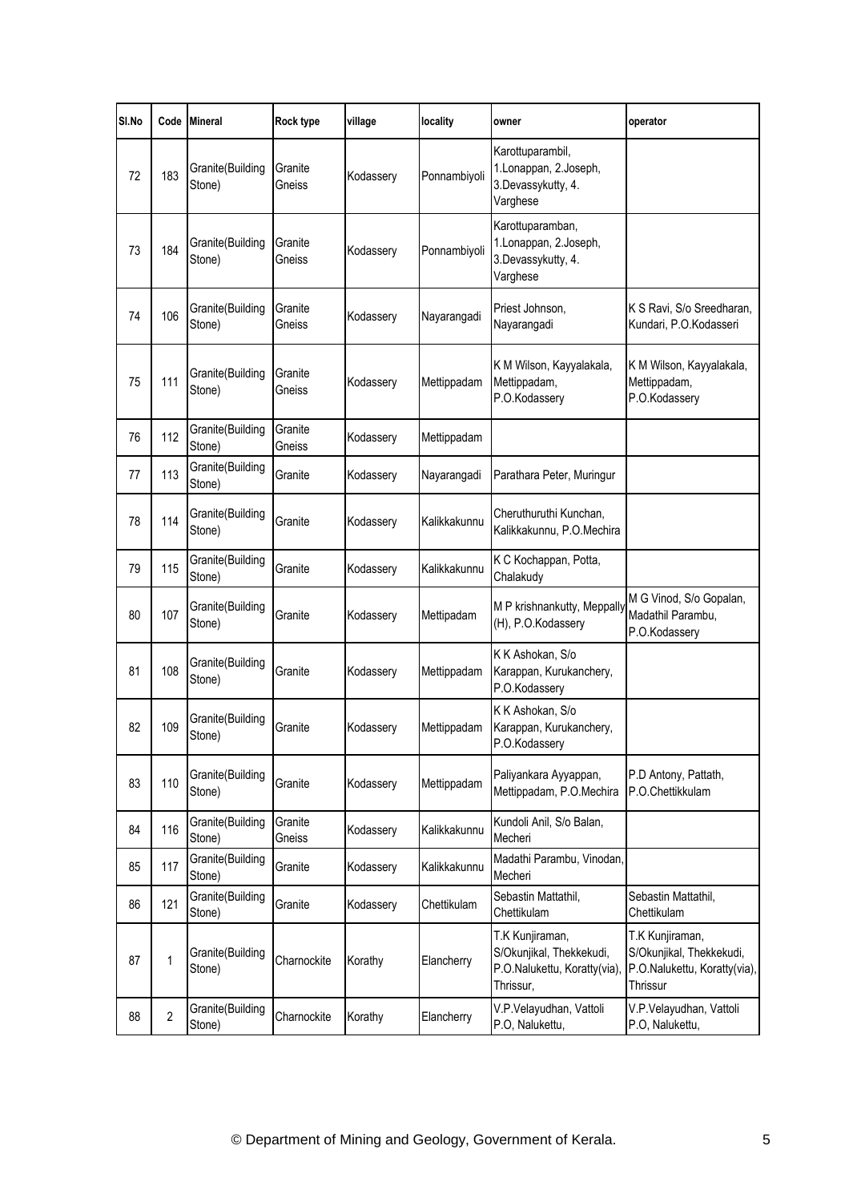| Sl.No | Code | Mineral | Rock type | village | locality | owner | operator |
|---|---|---|---|---|---|---|---|
| 72 | 183 | Granite(Building Stone) | Granite Gneiss | Kodassery | Ponnambiyoli | Karottuparambil, 1.Lonappan, 2.Joseph, 3.Devassykutty, 4. Varghese | |
| 73 | 184 | Granite(Building Stone) | Granite Gneiss | Kodassery | Ponnambiyoli | Karottuparamban, 1.Lonappan, 2.Joseph, 3.Devassykutty, 4. Varghese | |
| 74 | 106 | Granite(Building Stone) | Granite Gneiss | Kodassery | Nayarangadi | Priest Johnson, Nayarangadi | K S Ravi, S/o Sreedharan, Kundari, P.O.Kodasseri |
| 75 | 111 | Granite(Building Stone) | Granite Gneiss | Kodassery | Mettippadam | K M Wilson, Kayyalakala, Mettippadam, P.O.Kodassery | K M Wilson, Kayyalakala, Mettippadam, P.O.Kodassery |
| 76 | 112 | Granite(Building Stone) | Granite Gneiss | Kodassery | Mettippadam | | |
| 77 | 113 | Granite(Building Stone) | Granite | Kodassery | Nayarangadi | Parathara Peter, Muringur | |
| 78 | 114 | Granite(Building Stone) | Granite | Kodassery | Kalikkakunnu | Cheruthuruthi Kunchan, Kalikkakunnu, P.O.Mechira | |
| 79 | 115 | Granite(Building Stone) | Granite | Kodassery | Kalikkakunnu | K C Kochappan, Potta, Chalakudy | |
| 80 | 107 | Granite(Building Stone) | Granite | Kodassery | Mettipadam | M P krishnankutty, Meppally (H), P.O.Kodassery | M G Vinod, S/o Gopalan, Madathil Parambu, P.O.Kodassery |
| 81 | 108 | Granite(Building Stone) | Granite | Kodassery | Mettippadam | K K Ashokan, S/o Karappan, Kurukanchery, P.O.Kodassery | |
| 82 | 109 | Granite(Building Stone) | Granite | Kodassery | Mettippadam | K K Ashokan, S/o Karappan, Kurukanchery, P.O.Kodassery | |
| 83 | 110 | Granite(Building Stone) | Granite | Kodassery | Mettippadam | Paliyankara Ayyappan, Mettippadam, P.O.Mechira | P.D Antony, Pattath, P.O.Chettikkulam |
| 84 | 116 | Granite(Building Stone) | Granite Gneiss | Kodassery | Kalikkakunnu | Kundoli Anil, S/o Balan, Mecheri | |
| 85 | 117 | Granite(Building Stone) | Granite | Kodassery | Kalikkakunnu | Madathi Parambu, Vinodan, Mecheri | |
| 86 | 121 | Granite(Building Stone) | Granite | Kodassery | Chettikulam | Sebastin Mattathil, Chettikulam | Sebastin Mattathil, Chettikulam |
| 87 | 1 | Granite(Building Stone) | Charnockite | Korathy | Elancherry | T.K Kunjiraman, S/Okunjikal, Thekkekudi, P.O.Nalukettu, Koratty(via), Thrissur, | T.K Kunjiraman, S/Okunjikal, Thekkekudi, P.O.Nalukettu, Koratty(via), Thrissur |
| 88 | 2 | Granite(Building Stone) | Charnockite | Korathy | Elancherry | V.P.Velayudhan, Vattoli P.O, Nalukettu, | V.P.Velayudhan, Vattoli P.O, Nalukettu, |

© Department of Mining and Geology, Government of Kerala.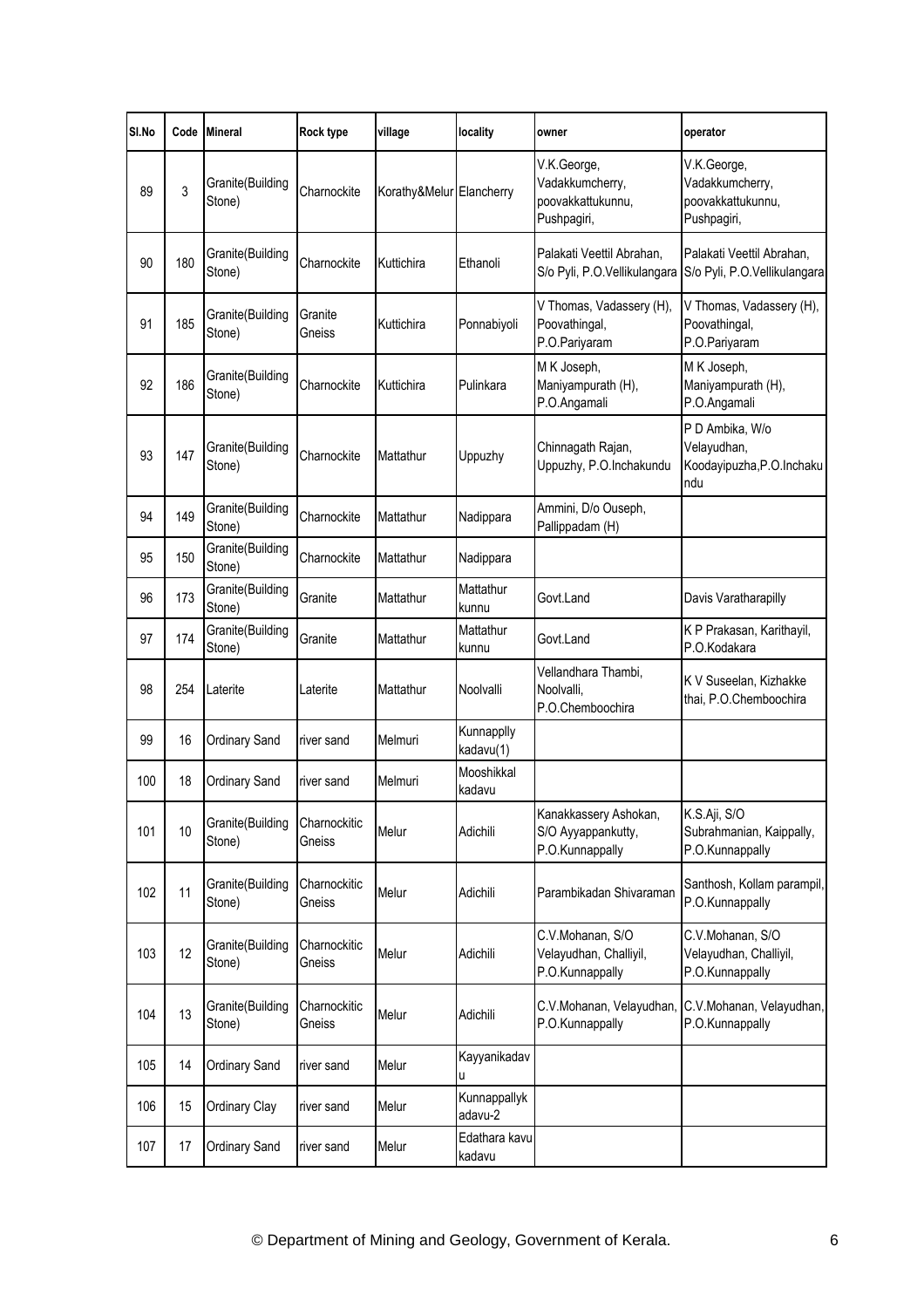| Sl.No | Code | Mineral | Rock type | village | locality | owner | operator |
|---|---|---|---|---|---|---|---|
| 89 | 3 | Granite(Building Stone) | Charnockite | Korathy&Melur | Elancherry | V.K.George, Vadakkumcherry, poovakkattukunnu, Pushpagiri, | V.K.George, Vadakkumcherry, poovakkattukunnu, Pushpagiri, |
| 90 | 180 | Granite(Building Stone) | Charnockite | Kuttichira | Ethanoli | Palakati Veettil Abrahan, S/o Pyli, P.O.Vellikulangara | Palakati Veettil Abrahan, S/o Pyli, P.O.Vellikulangara |
| 91 | 185 | Granite(Building Stone) | Granite Gneiss | Kuttichira | Ponnabiyoli | V Thomas, Vadassery (H), Poovathingal, P.O.Pariyaram | V Thomas, Vadassery (H), Poovathingal, P.O.Pariyaram |
| 92 | 186 | Granite(Building Stone) | Charnockite | Kuttichira | Pulinkara | M K Joseph, Maniyampurath (H), P.O.Angamali | M K Joseph, Maniyampurath (H), P.O.Angamali |
| 93 | 147 | Granite(Building Stone) | Charnockite | Mattathur | Uppuzhy | Chinnagath Rajan, Uppuzhy, P.O.Inchakundu | P D Ambika, W/o Velayudhan, Koodayipuzha,P.O.Inchakundu |
| 94 | 149 | Granite(Building Stone) | Charnockite | Mattathur | Nadippara | Ammini, D/o Ouseph, Pallippadam (H) | |
| 95 | 150 | Granite(Building Stone) | Charnockite | Mattathur | Nadippara | | |
| 96 | 173 | Granite(Building Stone) | Granite | Mattathur | Mattathur kunnu | Govt.Land | Davis Varatharapilly |
| 97 | 174 | Granite(Building Stone) | Granite | Mattathur | Mattathur kunnu | Govt.Land | K P Prakasan, Karithayil, P.O.Kodakara |
| 98 | 254 | Laterite | Laterite | Mattathur | Noolvalli | Vellandhara Thambi, Noolvalli, P.O.Chemboochira | K V Suseelan, Kizhakke thai, P.O.Chemboochira |
| 99 | 16 | Ordinary Sand | river sand | Melmuri | Kunnapplly kadavu(1) | | |
| 100 | 18 | Ordinary Sand | river sand | Melmuri | Mooshikkal kadavu | | |
| 101 | 10 | Granite(Building Stone) | Charnockitic Gneiss | Melur | Adichili | Kanakkassery Ashokan, S/O Ayyappankutty, P.O.Kunnappally | K.S.Aji, S/O Subrahmanian, Kaippally, P.O.Kunnappally |
| 102 | 11 | Granite(Building Stone) | Charnockitic Gneiss | Melur | Adichili | Parambikadan Shivaraman | Santhosh, Kollam parampil, P.O.Kunnappally |
| 103 | 12 | Granite(Building Stone) | Charnockitic Gneiss | Melur | Adichili | C.V.Mohanan, S/O Velayudhan, Challiyil, P.O.Kunnappally | C.V.Mohanan, S/O Velayudhan, Challiyil, P.O.Kunnappally |
| 104 | 13 | Granite(Building Stone) | Charnockitic Gneiss | Melur | Adichili | C.V.Mohanan, Velayudhan, P.O.Kunnappally | C.V.Mohanan, Velayudhan, P.O.Kunnappally |
| 105 | 14 | Ordinary Sand | river sand | Melur | Kayyanikadavu | | |
| 106 | 15 | Ordinary Clay | river sand | Melur | Kunnappallykadavu-2 | | |
| 107 | 17 | Ordinary Sand | river sand | Melur | Edathara kavu kadavu | | |

© Department of Mining and Geology, Government of Kerala.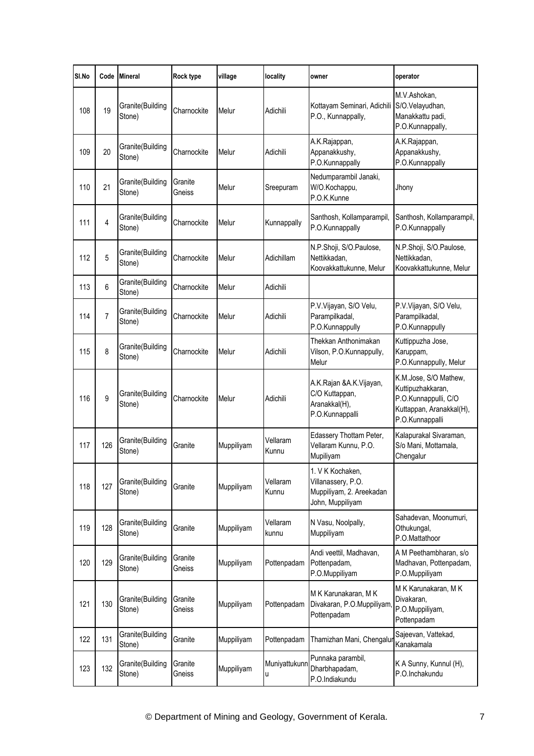| Sl.No | Code | Mineral | Rock type | village | locality | owner | operator |
|---|---|---|---|---|---|---|---|
| 108 | 19 | Granite(Building Stone) | Charnockite | Melur | Adichili | Kottayam Seminari, Adichili P.O., Kunnappally, | M.V.Ashokan, S/O.Velayudhan, Manakkattu padi, P.O.Kunnappally, |
| 109 | 20 | Granite(Building Stone) | Charnockite | Melur | Adichili | A.K.Rajappan, Appanakkushy, P.O.Kunnappally | A.K.Rajappan, Appanakkushy, P.O.Kunnappally |
| 110 | 21 | Granite(Building Stone) | Granite Gneiss | Melur | Sreepuram | Nedumparambil Janaki, W/O.Kochappu, P.O.K.Kunne | Jhony |
| 111 | 4 | Granite(Building Stone) | Charnockite | Melur | Kunnappally | Santhosh, Kollamparampil, P.O.Kunnappally | Santhosh, Kollamparampil, P.O.Kunnappally |
| 112 | 5 | Granite(Building Stone) | Charnockite | Melur | Adichillam | N.P.Shoji, S/O.Paulose, Nettikkadan, Koovakkattukunne, Melur | N.P.Shoji, S/O.Paulose, Nettikkadan, Koovakkattukunne, Melur |
| 113 | 6 | Granite(Building Stone) | Charnockite | Melur | Adichili | | |
| 114 | 7 | Granite(Building Stone) | Charnockite | Melur | Adichili | P.V.Vijayan, S/O Velu, Parampilkadal, P.O.Kunnappully | P.V.Vijayan, S/O Velu, Parampilkadal, P.O.Kunnappully |
| 115 | 8 | Granite(Building Stone) | Charnockite | Melur | Adichili | Thekkan Anthonimakan Vilson, P.O.Kunnappully, Melur | Kuttippuzha Jose, Karuppam, P.O.Kunnappully, Melur |
| 116 | 9 | Granite(Building Stone) | Charnockite | Melur | Adichili | A.K.Rajan &A.K.Vijayan, C/O Kuttappan, Aranakkal(H), P.O.Kunnappalli | K.M.Jose, S/O Mathew, Kuttipuzhakkaran, P.O.Kunnappulli, C/O Kuttappan, Aranakkal(H), P.O.Kunnappalli |
| 117 | 126 | Granite(Building Stone) | Granite | Muppiliyam | Vellaram Kunnu | Edassery Thottam Peter, Vellaram Kunnu, P.O. Mupiliyam | Kalapurakal Sivaraman, S/o Mani, Mottamala, Chengalur |
| 118 | 127 | Granite(Building Stone) | Granite | Muppiliyam | Vellaram Kunnu | 1. V K Kochaken, Villanassery, P.O. Muppiliyam, 2. Areekadan John, Muppiliyam | |
| 119 | 128 | Granite(Building Stone) | Granite | Muppiliyam | Vellaram kunnu | N Vasu, Noolpally, Muppiliyam | Sahadevan, Moonumuri, Othukungal, P.O.Mattathoor |
| 120 | 129 | Granite(Building Stone) | Granite Gneiss | Muppiliyam | Pottenpadam | Andi veettil, Madhavan, Pottenpadam, P.O.Muppiliyam | A M Peethambharan, s/o Madhavan, Pottenpadam, P.O.Muppiliyam |
| 121 | 130 | Granite(Building Stone) | Granite Gneiss | Muppiliyam | Pottenpadam | M K Karunakaran, M K Divakaran, P.O.Muppiliyam, Pottenpadam | M K Karunakaran, M K Divakaran, P.O.Muppiliyam, Pottenpadam |
| 122 | 131 | Granite(Building Stone) | Granite | Muppiliyam | Pottenpadam | Thamizhan Mani, Chengalur | Sajeevan, Vattekad, Kanakamala |
| 123 | 132 | Granite(Building Stone) | Granite Gneiss | Muppiliyam | Muniyattukunnu | Punnaka parambil, Dharbhapadam, P.O.Indiakundu | K A Sunny, Kunnul (H), P.O.Inchakundu |

© Department of Mining and Geology, Government of Kerala.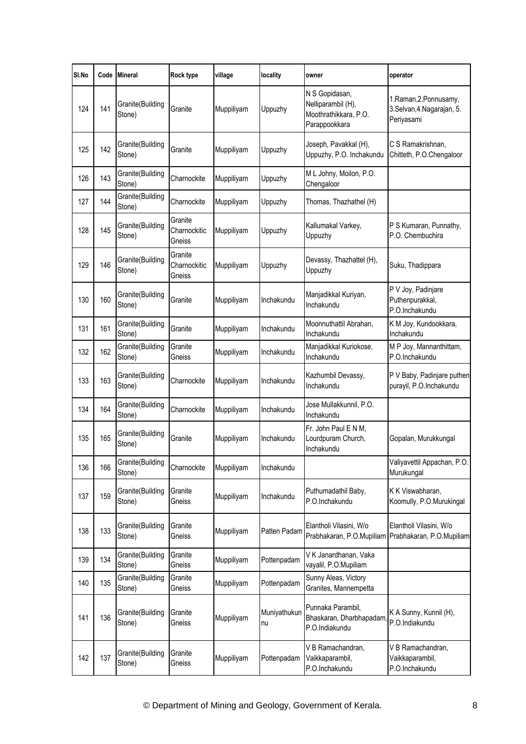| Sl.No | Code | Mineral | Rock type | village | locality | owner | operator |
|---|---|---|---|---|---|---|---|
| 124 | 141 | Granite(Building Stone) | Granite | Muppiliyam | Uppuzhy | N S Gopidasan, Nelliparambil (H), Moothrathikkara, P.O. Parappookkara | 1.Raman,2.Ponnusamy, 3.Selvan,4.Nagarajan, 5. Periyasami |
| 125 | 142 | Granite(Building Stone) | Granite | Muppiliyam | Uppuzhy | Joseph, Pavakkal (H), Uppuzhy, P.O. Inchakundu | C S Ramakrishnan, Chitteth, P.O.Chengaloor |
| 126 | 143 | Granite(Building Stone) | Charnockite | Muppiliyam | Uppuzhy | M L Johny, Moilon, P.O. Chengaloor | |
| 127 | 144 | Granite(Building Stone) | Charnockite | Muppiliyam | Uppuzhy | Thomas, Thazhathel (H) | |
| 128 | 145 | Granite(Building Stone) | Granite Charnockitic Gneiss | Muppiliyam | Uppuzhy | Kallumakal Varkey, Uppuzhy | P S Kumaran, Punnathy, P.O. Chembuchira |
| 129 | 146 | Granite(Building Stone) | Granite Charnockitic Gneiss | Muppiliyam | Uppuzhy | Devassy, Thazhattel (H), Uppuzhy | Suku, Thadippara |
| 130 | 160 | Granite(Building Stone) | Granite | Muppiliyam | Inchakundu | Manjadikkal Kuriyan, Inchakundu | P V Joy, Padinjare Puthenpurakkal, P.O.Inchakundu |
| 131 | 161 | Granite(Building Stone) | Granite | Muppiliyam | Inchakundu | Moonnuthattil Abrahan, Inchakundu | K M Joy, Kundookkara, Inchakundu |
| 132 | 162 | Granite(Building Stone) | Granite Gneiss | Muppiliyam | Inchakundu | Manjadikkal Kuriokose, Inchakundu | M P Joy, Mannanthittam, P.O.Inchakundu |
| 133 | 163 | Granite(Building Stone) | Charnockite | Muppiliyam | Inchakundu | Kazhumbil Devassy, Inchakundu | P V Baby, Padinjare puthen purayil, P.O.Inchakundu |
| 134 | 164 | Granite(Building Stone) | Charnockite | Muppiliyam | Inchakundu | Jose Mullakkunnil, P.O. Inchakundu | |
| 135 | 165 | Granite(Building Stone) | Granite | Muppiliyam | Inchakundu | Fr. John Paul E N M, Lourdpuram Church, Inchakundu | Gopalan, Murukkungal |
| 136 | 166 | Granite(Building Stone) | Charnockite | Muppiliyam | Inchakundu | | Valiyavettil Appachan, P.O. Murukungal |
| 137 | 159 | Granite(Building Stone) | Granite Gneiss | Muppiliyam | Inchakundu | Puthumadathil Baby, P.O.Inchakundu | K K Viswabharan, Koomully, P.O.Murukingal |
| 138 | 133 | Granite(Building Stone) | Granite Gneiss | Muppiliyam | Patten Padam | Elantholi Vilasini, W/o Prabhakaran, P.O.Mupiliam | Elantholi Vilasini, W/o Prabhakaran, P.O.Mupiliam |
| 139 | 134 | Granite(Building Stone) | Granite Gneiss | Muppiliyam | Pottenpadam | V K Janardhanan, Vaka vayalil, P.O.Mupiliam | |
| 140 | 135 | Granite(Building Stone) | Granite Gneiss | Muppiliyam | Pottenpadam | Sunny Aleas, Victory Granites, Mannempetta | |
| 141 | 136 | Granite(Building Stone) | Granite Gneiss | Muppiliyam | Muniyathukunnu | Punnaka Parambil, Bhaskaran, Dharbhapadam, P.O.Indiakundu | K A Sunny, Kunnil (H), P.O.Indiakundu |
| 142 | 137 | Granite(Building Stone) | Granite Gneiss | Muppiliyam | Pottenpadam | V B Ramachandran, Vaikkaparambil, P.O.Inchakundu | V B Ramachandran, Vaikkaparambil, P.O.Inchakundu |

© Department of Mining and Geology, Government of Kerala.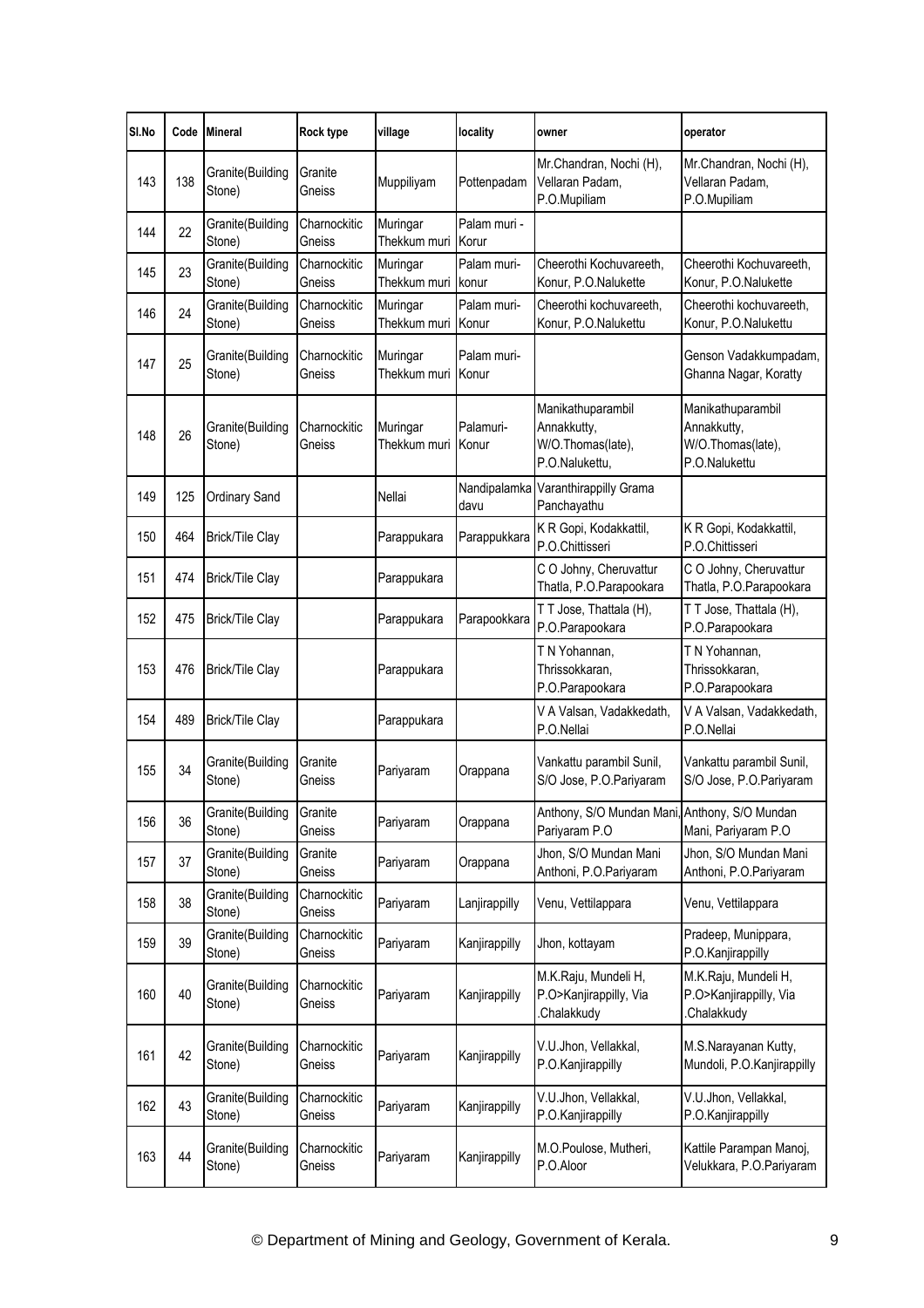| Sl.No | Code | Mineral | Rock type | village | locality | owner | operator |
|---|---|---|---|---|---|---|---|
| 143 | 138 | Granite(Building Stone) | Granite Gneiss | Muppiliyam | Pottenpadam | Mr.Chandran, Nochi (H), Vellaran Padam, P.O.Mupiliam | Mr.Chandran, Nochi (H), Vellaran Padam, P.O.Mupiliam |
| 144 | 22 | Granite(Building Stone) | Charnockitic Gneiss | Muringar Thekkum muri | Palam muri - Korur | | |
| 145 | 23 | Granite(Building Stone) | Charnockitic Gneiss | Muringar Thekkum muri | Palam muri-konur | Cheerothi Kochuvareeth, Konur, P.O.Nalukette | Cheerothi Kochuvareeth, Konur, P.O.Nalukette |
| 146 | 24 | Granite(Building Stone) | Charnockitic Gneiss | Muringar Thekkum muri | Palam muri-Konur | Cheerothi kochuvareeth, Konur, P.O.Nalukettu | Cheerothi kochuvareeth, Konur, P.O.Nalukettu |
| 147 | 25 | Granite(Building Stone) | Charnockitic Gneiss | Muringar Thekkum muri | Palam muri-Konur | | Genson Vadakkumpadam, Ghanna Nagar, Koratty |
| 148 | 26 | Granite(Building Stone) | Charnockitic Gneiss | Muringar Thekkum muri | Palamuri-Konur | Manikathuparambil Annakkutty, W/O.Thomas(late), P.O.Nalukettu, | Manikathuparambil Annakkutty, W/O.Thomas(late), P.O.Nalukettu |
| 149 | 125 | Ordinary Sand | | Nellai | Nandipalamkadavu | Varanthirappilly Grama Panchayathu | |
| 150 | 464 | Brick/Tile Clay | | Parappukara | Parappukkara | K R Gopi, Kodakkattil, P.O.Chittisseri | K R Gopi, Kodakkattil, P.O.Chittisseri |
| 151 | 474 | Brick/Tile Clay | | Parappukara | | C O Johny, Cheruvattur Thatla, P.O.Parapookara | C O Johny, Cheruvattur Thatla, P.O.Parapookara |
| 152 | 475 | Brick/Tile Clay | | Parappukara | Parapookkara | T T Jose, Thattala (H), P.O.Parapookara | T T Jose, Thattala (H), P.O.Parapookara |
| 153 | 476 | Brick/Tile Clay | | Parappukara | | T N Yohannan, Thrissokkaran, P.O.Parapookara | T N Yohannan, Thrissokkaran, P.O.Parapookara |
| 154 | 489 | Brick/Tile Clay | | Parappukara | | V A Valsan, Vadakkedath, P.O.Nellai | V A Valsan, Vadakkedath, P.O.Nellai |
| 155 | 34 | Granite(Building Stone) | Granite Gneiss | Pariyaram | Orappana | Vankattu parambil Sunil, S/O Jose, P.O.Pariyaram | Vankattu parambil Sunil, S/O Jose, P.O.Pariyaram |
| 156 | 36 | Granite(Building Stone) | Granite Gneiss | Pariyaram | Orappana | Anthony, S/O Mundan Mani, Pariyaram P.O | Anthony, S/O Mundan Mani, Pariyaram P.O |
| 157 | 37 | Granite(Building Stone) | Granite Gneiss | Pariyaram | Orappana | Jhon, S/O Mundan Mani Anthoni, P.O.Pariyaram | Jhon, S/O Mundan Mani Anthoni, P.O.Pariyaram |
| 158 | 38 | Granite(Building Stone) | Charnockitic Gneiss | Pariyaram | Lanjirappilly | Venu, Vettilappara | Venu, Vettilappara |
| 159 | 39 | Granite(Building Stone) | Charnockitic Gneiss | Pariyaram | Kanjirappilly | Jhon, kottayam | Pradeep, Munippara, P.O.Kanjirappilly |
| 160 | 40 | Granite(Building Stone) | Charnockitic Gneiss | Pariyaram | Kanjirappilly | M.K.Raju, Mundeli H, P.O>Kanjirappilly, Via .Chalakkudy | M.K.Raju, Mundeli H, P.O>Kanjirappilly, Via .Chalakkudy |
| 161 | 42 | Granite(Building Stone) | Charnockitic Gneiss | Pariyaram | Kanjirappilly | V.U.Jhon, Vellakkal, P.O.Kanjirappilly | M.S.Narayanan Kutty, Mundoli, P.O.Kanjirappilly |
| 162 | 43 | Granite(Building Stone) | Charnockitic Gneiss | Pariyaram | Kanjirappilly | V.U.Jhon, Vellakkal, P.O.Kanjirappilly | V.U.Jhon, Vellakkal, P.O.Kanjirappilly |
| 163 | 44 | Granite(Building Stone) | Charnockitic Gneiss | Pariyaram | Kanjirappilly | M.O.Poulose, Mutheri, P.O.Aloor | Kattile Parampan Manoj, Velukkara, P.O.Pariyaram |

© Department of Mining and Geology, Government of Kerala.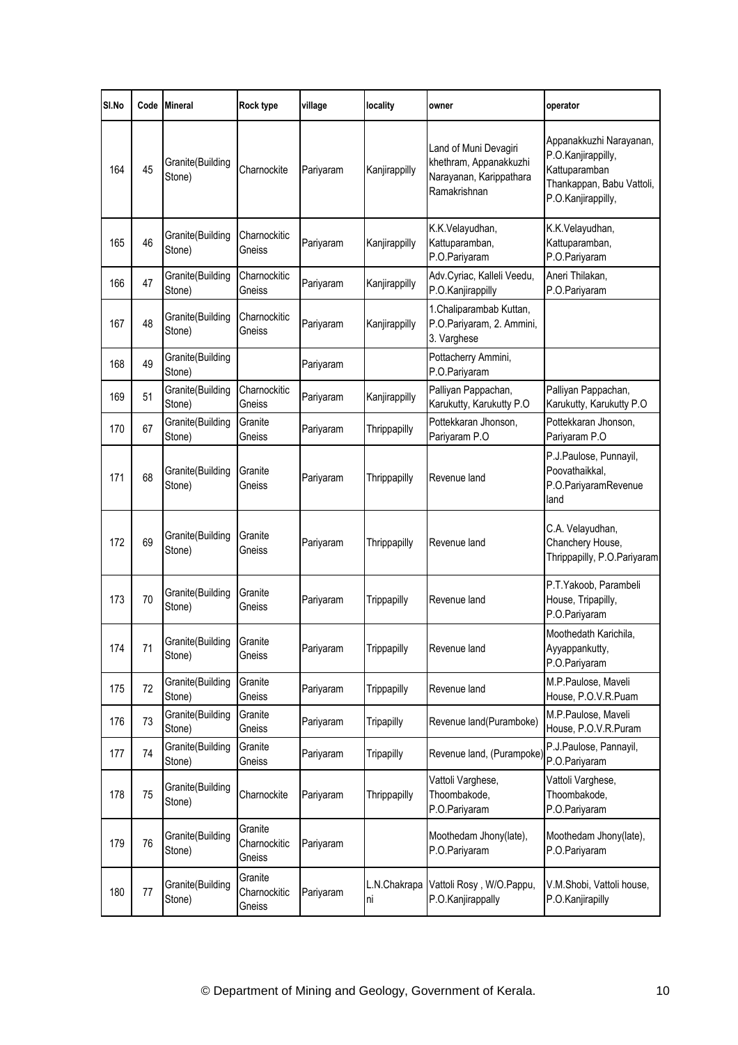| Sl.No | Code | Mineral | Rock type | village | locality | owner | operator |
|---|---|---|---|---|---|---|---|
| 164 | 45 | Granite(Building Stone) | Charnockite | Pariyaram | Kanjirappilly | Land of Muni Devagiri khethram, Appanakkuzhi Narayanan, Karippathara Ramakrishnan | Appanakkuzhi Narayanan, P.O.Kanjirappilly, Kattuparamban Thankappan, Babu Vattoli, P.O.Kanjirappilly, |
| 165 | 46 | Granite(Building Stone) | Charnockitic Gneiss | Pariyaram | Kanjirappilly | K.K.Velayudhan, Kattuparamban, P.O.Pariyaram | K.K.Velayudhan, Kattuparamban, P.O.Pariyaram |
| 166 | 47 | Granite(Building Stone) | Charnockitic Gneiss | Pariyaram | Kanjirappilly | Adv.Cyriac, Kalleli Veedu, P.O.Kanjirappilly | Aneri Thilakan, P.O.Pariyaram |
| 167 | 48 | Granite(Building Stone) | Charnockitic Gneiss | Pariyaram | Kanjirappilly | 1.Chaliparambab Kuttan, P.O.Pariyaram, 2. Ammini, 3. Varghese | |
| 168 | 49 | Granite(Building Stone) | | Pariyaram | | Pottacherry Ammini, P.O.Pariyaram | |
| 169 | 51 | Granite(Building Stone) | Charnockitic Gneiss | Pariyaram | Kanjirappilly | Palliyan Pappachan, Karukutty, Karukutty P.O | Palliyan Pappachan, Karukutty, Karukutty P.O |
| 170 | 67 | Granite(Building Stone) | Granite Gneiss | Pariyaram | Thrippapilly | Pottekkaran Jhonson, Pariyaram P.O | Pottekkaran Jhonson, Pariyaram P.O |
| 171 | 68 | Granite(Building Stone) | Granite Gneiss | Pariyaram | Thrippapilly | Revenue land | P.J.Paulose, Punnayil, Poovathaikkal, P.O.PariyaramRevenue land |
| 172 | 69 | Granite(Building Stone) | Granite Gneiss | Pariyaram | Thrippapilly | Revenue land | C.A. Velayudhan, Chanchery House, Thrippapilly, P.O.Pariyaram |
| 173 | 70 | Granite(Building Stone) | Granite Gneiss | Pariyaram | Trippapilly | Revenue land | P.T.Yakoob, Parambeli House, Tripapilly, P.O.Pariyaram |
| 174 | 71 | Granite(Building Stone) | Granite Gneiss | Pariyaram | Trippapilly | Revenue land | Moothedath Karichila, Ayyappankutty, P.O.Pariyaram |
| 175 | 72 | Granite(Building Stone) | Granite Gneiss | Pariyaram | Trippapilly | Revenue land | M.P.Paulose, Maveli House, P.O.V.R.Puam |
| 176 | 73 | Granite(Building Stone) | Granite Gneiss | Pariyaram | Tripapilly | Revenue land(Puramboke) | M.P.Paulose, Maveli House, P.O.V.R.Puram |
| 177 | 74 | Granite(Building Stone) | Granite Gneiss | Pariyaram | Tripapilly | Revenue land, (Purampoke) | P.J.Paulose, Pannayil, P.O.Pariyaram |
| 178 | 75 | Granite(Building Stone) | Charnockite | Pariyaram | Thrippapilly | Vattoli Varghese, Thoombakode, P.O.Pariyaram | Vattoli Varghese, Thoombakode, P.O.Pariyaram |
| 179 | 76 | Granite(Building Stone) | Granite Charnockitic Gneiss | Pariyaram | | Moothedam Jhony(late), P.O.Pariyaram | Moothedam Jhony(late), P.O.Pariyaram |
| 180 | 77 | Granite(Building Stone) | Granite Charnockitic Gneiss | Pariyaram | L.N.Chakrapani | Vattoli Rosy , W/O.Pappu, P.O.Kanjirappally | V.M.Shobi, Vattoli house, P.O.Kanjirapilly |

© Department of Mining and Geology, Government of Kerala.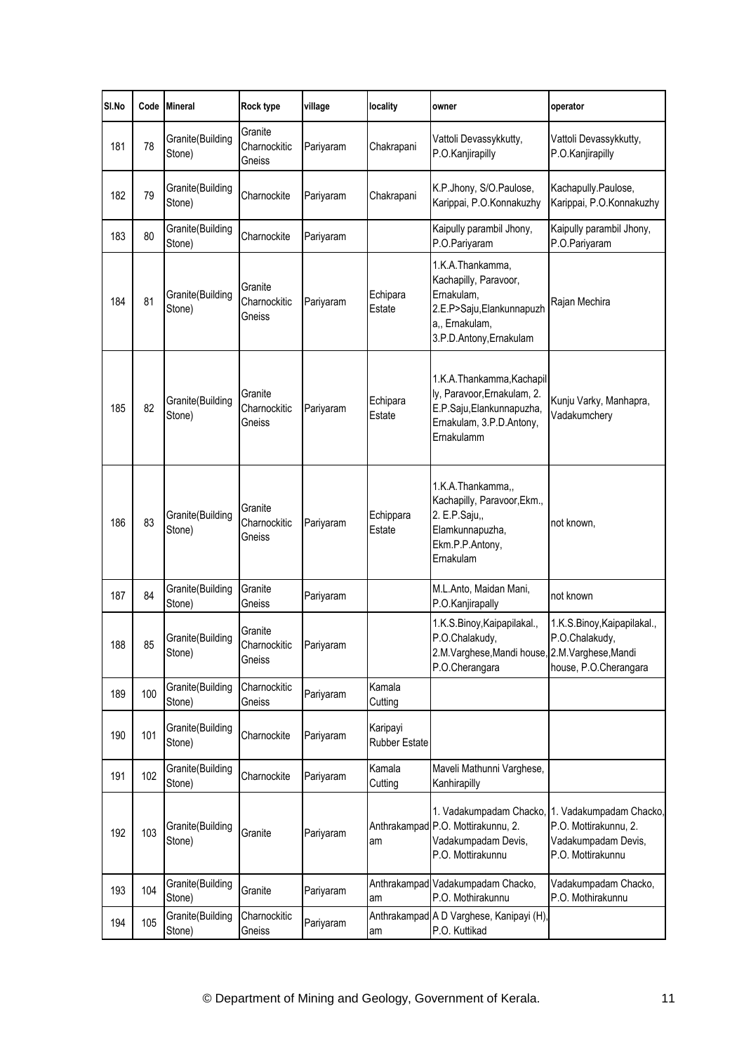| Sl.No | Code | Mineral | Rock type | village | locality | owner | operator |
|---|---|---|---|---|---|---|---|
| 181 | 78 | Granite(Building Stone) | Granite Charnockitic Gneiss | Pariyaram | Chakrapani | Vattoli Devassykkutty, P.O.Kanjirapilly | Vattoli Devassykkutty, P.O.Kanjirapilly |
| 182 | 79 | Granite(Building Stone) | Charnockite | Pariyaram | Chakrapani | K.P.Jhony, S/O.Paulose, Karippai, P.O.Konnakuzhy | Kachapully.Paulose, Karippai, P.O.Konnakuzhy |
| 183 | 80 | Granite(Building Stone) | Charnockite | Pariyaram | | Kaipully parambil Jhony, P.O.Pariyaram | Kaipully parambil Jhony, P.O.Pariyaram |
| 184 | 81 | Granite(Building Stone) | Granite Charnockitic Gneiss | Pariyaram | Echipara Estate | 1.K.A.Thankamma, Kachapilly, Paravoor, Ernakulam, 2.E.P>Saju,Elankunnapuzha,, Ernakulam, 3.P.D.Antony,Ernakulam | Rajan Mechira |
| 185 | 82 | Granite(Building Stone) | Granite Charnockitic Gneiss | Pariyaram | Echipara Estate | 1.K.A.Thankamma,Kachapilly, Paravoor,Ernakulam, 2. E.P.Saju,Elankunnapuzha, Ernakulam, 3.P.D.Antony, Ernakulamm | Kunju Varky, Manhapra, Vadakumchery |
| 186 | 83 | Granite(Building Stone) | Granite Charnockitic Gneiss | Pariyaram | Echippara Estate | 1.K.A.Thankamma,, Kachapilly, Paravoor,Ekm., 2. E.P.Saju,, Elamkunnapuzha, Ekm.P.P.Antony, Ernakulam | not known, |
| 187 | 84 | Granite(Building Stone) | Granite Gneiss | Pariyaram | | M.L.Anto, Maidan Mani, P.O.Kanjirapally | not known |
| 188 | 85 | Granite(Building Stone) | Granite Charnockitic Gneiss | Pariyaram | | 1.K.S.Binoy,Kaipapilakal., P.O.Chalakudy, 2.M.Varghese,Mandi house, P.O.Cherangara | 1.K.S.Binoy,Kaipapilakal., P.O.Chalakudy, 2.M.Varghese,Mandi house, P.O.Cherangara |
| 189 | 100 | Granite(Building Stone) | Charnockitic Gneiss | Pariyaram | Kamala Cutting | | |
| 190 | 101 | Granite(Building Stone) | Charnockite | Pariyaram | Karipayi Rubber Estate | | |
| 191 | 102 | Granite(Building Stone) | Charnockite | Pariyaram | Kamala Cutting | Maveli Mathunni Varghese, Kanhirapilly | |
| 192 | 103 | Granite(Building Stone) | Granite | Pariyaram | Anthrakampadam | 1. Vadakumpadam Chacko, P.O. Mottirakunnu, 2. Vadakumpadam Devis, P.O. Mottirakunnu | 1. Vadakumpadam Chacko, P.O. Mottirakunnu, 2. Vadakumpadam Devis, P.O. Mottirakunnu |
| 193 | 104 | Granite(Building Stone) | Granite | Pariyaram | Anthrakampadam | Vadakumpadam Chacko, P.O. Mothirakunnu | Vadakumpadam Chacko, P.O. Mothirakunnu |
| 194 | 105 | Granite(Building Stone) | Charnockitic Gneiss | Pariyaram | Anthrakampadam | A D Varghese, Kanipayi (H), P.O. Kuttikad | |

© Department of Mining and Geology, Government of Kerala.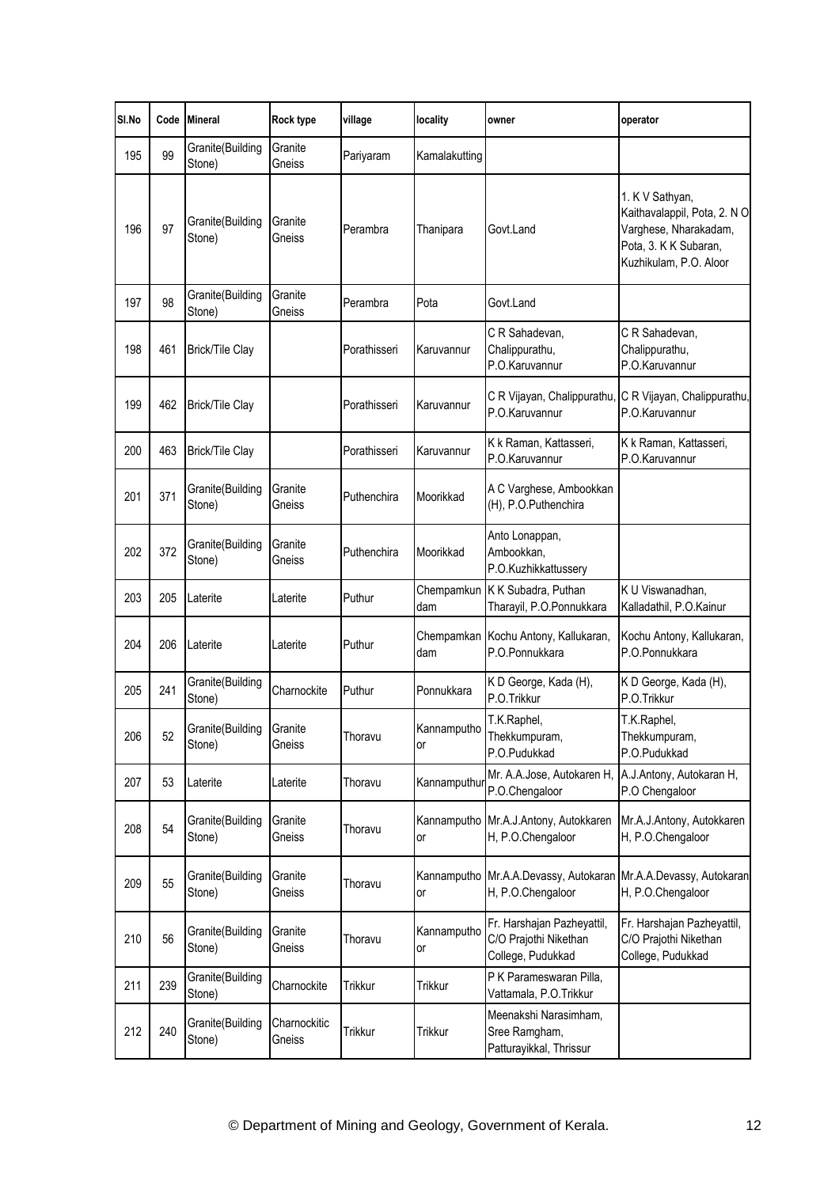| Sl.No | Code | Mineral | Rock type | village | locality | owner | operator |
|---|---|---|---|---|---|---|---|
| 195 | 99 | Granite(Building Stone) | Granite Gneiss | Pariyaram | Kamalakutting | | |
| 196 | 97 | Granite(Building Stone) | Granite Gneiss | Perambra | Thanipara | Govt.Land | 1. K V Sathyan, Kaithavalappil, Pota, 2. N O Varghese, Nharakadam, Pota, 3. K K Subaran, Kuzhikulam, P.O. Aloor |
| 197 | 98 | Granite(Building Stone) | Granite Gneiss | Perambra | Pota | Govt.Land | |
| 198 | 461 | Brick/Tile Clay | | Porathisseri | Karuvannur | C R Sahadevan, Chalippurathu, P.O.Karuvannur | C R Sahadevan, Chalippurathu, P.O.Karuvannur |
| 199 | 462 | Brick/Tile Clay | | Porathisseri | Karuvannur | C R Vijayan, Chalippurathu, P.O.Karuvannur | C R Vijayan, Chalippurathu, P.O.Karuvannur |
| 200 | 463 | Brick/Tile Clay | | Porathisseri | Karuvannur | K k Raman, Kattasseri, P.O.Karuvannur | K k Raman, Kattasseri, P.O.Karuvannur |
| 201 | 371 | Granite(Building Stone) | Granite Gneiss | Puthenchira | Moorikkad | A C Varghese, Ambookkan (H), P.O.Puthenchira | |
| 202 | 372 | Granite(Building Stone) | Granite Gneiss | Puthenchira | Moorikkad | Anto Lonappan, Ambookkan, P.O.Kuzhikkattussery | |
| 203 | 205 | Laterite | Laterite | Puthur | Chempamkun dam | K K Subadra, Puthan Tharayil, P.O.Ponnukkara | K U Viswanadhan, Kalladathil, P.O.Kainur |
| 204 | 206 | Laterite | Laterite | Puthur | Chempamkan dam | Kochu Antony, Kallukaran, P.O.Ponnukkara | Kochu Antony, Kallukaran, P.O.Ponnukkara |
| 205 | 241 | Granite(Building Stone) | Charnockite | Puthur | Ponnukkara | K D George, Kada (H), P.O.Trikkur | K D George, Kada (H), P.O.Trikkur |
| 206 | 52 | Granite(Building Stone) | Granite Gneiss | Thoravu | Kannamputho or | T.K.Raphel, Thekkumpuram, P.O.Pudukkad | T.K.Raphel, Thekkumpuram, P.O.Pudukkad |
| 207 | 53 | Laterite | Laterite | Thoravu | Kannamputhur | Mr. A.A.Jose, Autokaren H, P.O.Chengaloor | A.J.Antony, Autokaran H, P.O Chengaloor |
| 208 | 54 | Granite(Building Stone) | Granite Gneiss | Thoravu | Kannamputho or | Mr.A.J.Antony, Autokkaren H, P.O.Chengaloor | Mr.A.J.Antony, Autokkaren H, P.O.Chengaloor |
| 209 | 55 | Granite(Building Stone) | Granite Gneiss | Thoravu | Kannamputho or | Mr.A.A.Devassy, Autokaran H, P.O.Chengaloor | Mr.A.A.Devassy, Autokaran H, P.O.Chengaloor |
| 210 | 56 | Granite(Building Stone) | Granite Gneiss | Thoravu | Kannamputho or | Fr. Harshajan Pazheyattil, C/O Prajothi Nikethan College, Pudukkad | Fr. Harshajan Pazheyattil, C/O Prajothi Nikethan College, Pudukkad |
| 211 | 239 | Granite(Building Stone) | Charnockite | Trikkur | Trikkur | P K Parameswaran Pilla, Vattamala, P.O.Trikkur | |
| 212 | 240 | Granite(Building Stone) | Charnockitic Gneiss | Trikkur | Trikkur | Meenakshi Narasimham, Sree Ramgham, Patturayikkal, Thrissur | |

© Department of Mining and Geology, Government of Kerala.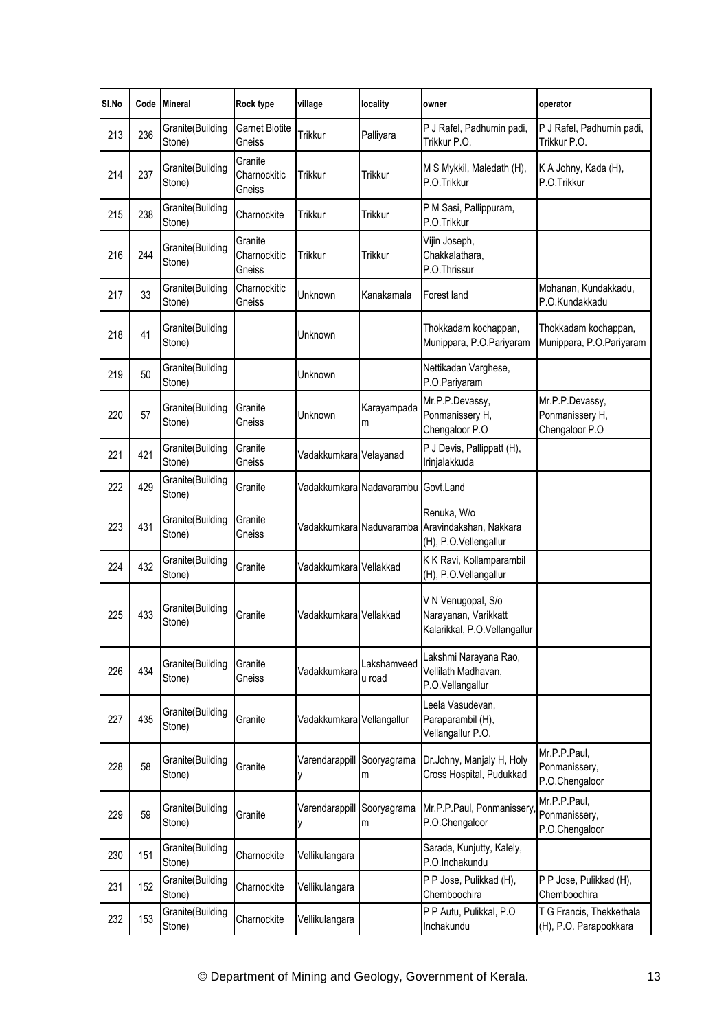| Sl.No | Code | Mineral | Rock type | village | locality | owner | operator |
|---|---|---|---|---|---|---|---|
| 213 | 236 | Granite(Building Stone) | Garnet Biotite Gneiss | Trikkur | Palliyara | P J Rafel, Padhumin padi, Trikkur P.O. | P J Rafel, Padhumin padi, Trikkur P.O. |
| 214 | 237 | Granite(Building Stone) | Granite Charnockitic Gneiss | Trikkur | Trikkur | M S Mykkil, Maledath (H), P.O.Trikkur | K A Johny, Kada (H), P.O.Trikkur |
| 215 | 238 | Granite(Building Stone) | Charnockite | Trikkur | Trikkur | P M Sasi, Pallippuram, P.O.Trikkur | |
| 216 | 244 | Granite(Building Stone) | Granite Charnockitic Gneiss | Trikkur | Trikkur | Vijin Joseph, Chakkalathara, P.O.Thrissur | |
| 217 | 33 | Granite(Building Stone) | Charnockitic Gneiss | Unknown | Kanakamala | Forest land | Mohanan, Kundakkadu, P.O.Kundakkadu |
| 218 | 41 | Granite(Building Stone) | | Unknown | | Thokkadam kochappan, Munippara, P.O.Pariyaram | Thokkadam kochappan, Munippara, P.O.Pariyaram |
| 219 | 50 | Granite(Building Stone) | | Unknown | | Nettikadan Varghese, P.O.Pariyaram | |
| 220 | 57 | Granite(Building Stone) | Granite Gneiss | Unknown | Karayampadam | Mr.P.P.Devassy, Ponmanissery H, Chengaloor P.O | Mr.P.P.Devassy, Ponmanissery H, Chengaloor P.O |
| 221 | 421 | Granite(Building Stone) | Granite Gneiss | Vadakkumkara | Velayanad | P J Devis, Pallippatt (H), Irinjalakkuda | |
| 222 | 429 | Granite(Building Stone) | Granite | Vadakkumkara | Nadavarambu | Govt.Land | |
| 223 | 431 | Granite(Building Stone) | Granite Gneiss | Vadakkumkara | Naduvaramba | Renuka, W/o Aravindakshan, Nakkara (H), P.O.Vellengallur | |
| 224 | 432 | Granite(Building Stone) | Granite | Vadakkumkara | Vellakkad | K K Ravi, Kollamparambil (H), P.O.Vellangallur | |
| 225 | 433 | Granite(Building Stone) | Granite | Vadakkumkara | Vellakkad | V N Venugopal, S/o Narayanan, Varikkatt Kalarikkal, P.O.Vellangallur | |
| 226 | 434 | Granite(Building Stone) | Granite Gneiss | Vadakkumkara | Lakshamveedu road | Lakshmi Narayana Rao, Vellilath Madhavan, P.O.Vellangallur | |
| 227 | 435 | Granite(Building Stone) | Granite | Vadakkumkara | Vellangallur | Leela Vasudevan, Paraparambil (H), Vellangallur P.O. | |
| 228 | 58 | Granite(Building Stone) | Granite | Varendarappilly | Sooryagramam | Dr.Johny, Manjaly H, Holy Cross Hospital, Pudukkad | Mr.P.P.Paul, Ponmanissery, P.O.Chengaloor |
| 229 | 59 | Granite(Building Stone) | Granite | Varendarappilly | Sooryagramam | Mr.P.P.Paul, Ponmanissery, P.O.Chengaloor | Mr.P.P.Paul, Ponmanissery, P.O.Chengaloor |
| 230 | 151 | Granite(Building Stone) | Charnockite | Vellikulangara | | Sarada, Kunjutty, Kalely, P.O.Inchakundu | |
| 231 | 152 | Granite(Building Stone) | Charnockite | Vellikulangara | | P P Jose, Pulikkad (H), Chemboochira | P P Jose, Pulikkad (H), Chemboochira |
| 232 | 153 | Granite(Building Stone) | Charnockite | Vellikulangara | | P P Autu, Pulikkal, P.O Inchakundu | T G Francis, Thekkethala (H), P.O. Parapookkara |

© Department of Mining and Geology, Government of Kerala.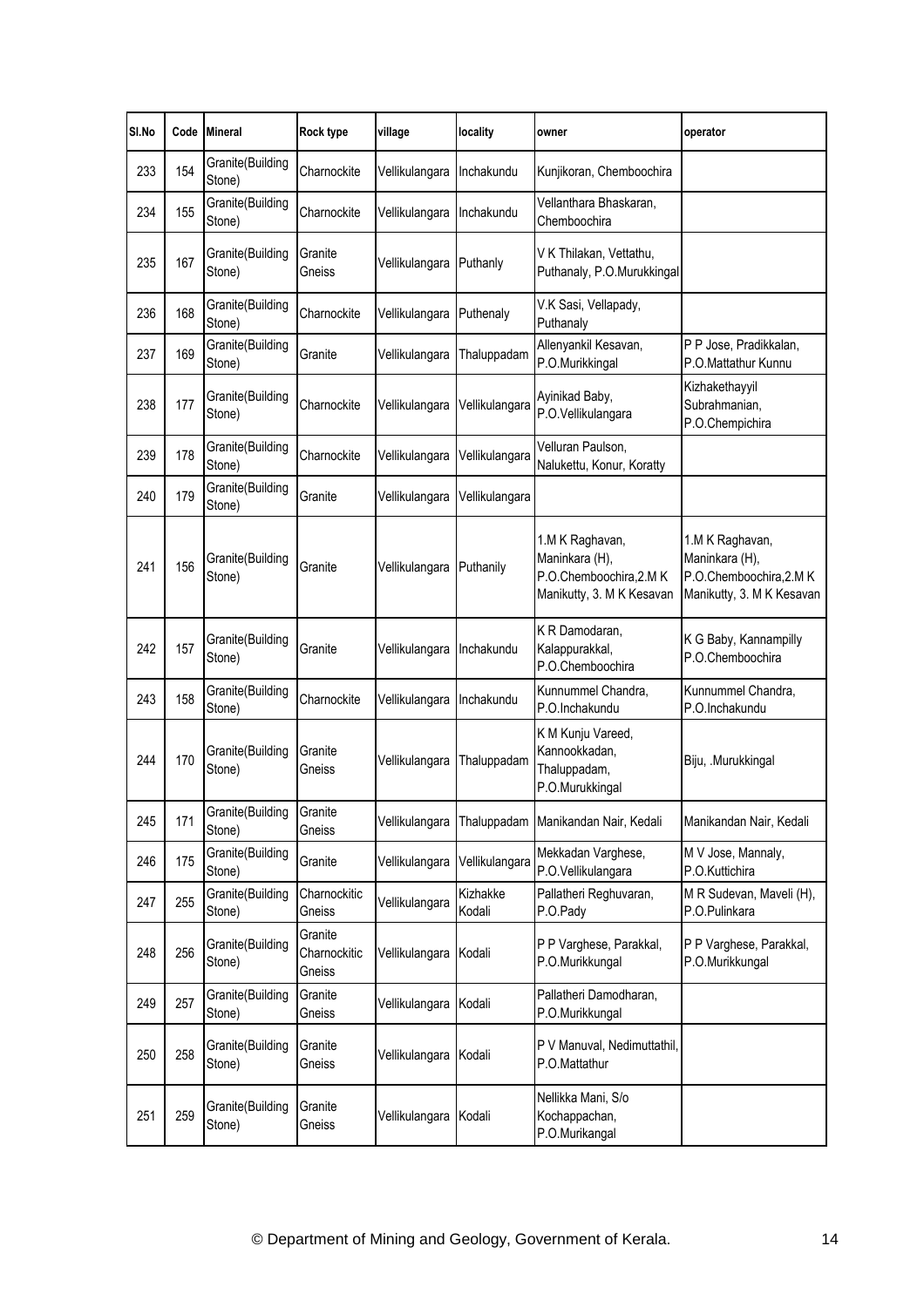| Sl.No | Code | Mineral | Rock type | village | locality | owner | operator |
|---|---|---|---|---|---|---|---|
| 233 | 154 | Granite(Building Stone) | Charnockite | Vellikulangara | Inchakundu | Kunjikoran, Chemboochira | |
| 234 | 155 | Granite(Building Stone) | Charnockite | Vellikulangara | Inchakundu | Vellanthara Bhaskaran, Chemboochira | |
| 235 | 167 | Granite(Building Stone) | Granite Gneiss | Vellikulangara | Puthanly | V K Thilakan, Vettathu, Puthanaly, P.O.Murukkingal | |
| 236 | 168 | Granite(Building Stone) | Charnockite | Vellikulangara | Puthenaly | V.K Sasi, Vellapady, Puthanaly | |
| 237 | 169 | Granite(Building Stone) | Granite | Vellikulangara | Thaluppadam | Allenyankil Kesavan, P.O.Murikkingal | P P Jose, Pradikkalan, P.O.Mattathur Kunnu |
| 238 | 177 | Granite(Building Stone) | Charnockite | Vellikulangara | Vellikulangara | Ayinikad Baby, P.O.Vellikulangara | Kizhakethayyil Subrahmanian, P.O.Chempichira |
| 239 | 178 | Granite(Building Stone) | Charnockite | Vellikulangara | Vellikulangara | Velluran Paulson, Nalukettu, Konur, Koratty | |
| 240 | 179 | Granite(Building Stone) | Granite | Vellikulangara | Vellikulangara | | |
| 241 | 156 | Granite(Building Stone) | Granite | Vellikulangara | Puthanily | 1.M K Raghavan, Maninkara (H), P.O.Chemboochira,2.M K Manikutty, 3. M K Kesavan | 1.M K Raghavan, Maninkara (H), P.O.Chemboochira,2.M K Manikutty, 3. M K Kesavan |
| 242 | 157 | Granite(Building Stone) | Granite | Vellikulangara | Inchakundu | K R Damodaran, Kalappurakkal, P.O.Chemboochira | K G Baby, Kannampilly P.O.Chemboochira |
| 243 | 158 | Granite(Building Stone) | Charnockite | Vellikulangara | Inchakundu | Kunnummel Chandra, P.O.Inchakundu | Kunnummel Chandra, P.O.Inchakundu |
| 244 | 170 | Granite(Building Stone) | Granite Gneiss | Vellikulangara | Thaluppadam | K M Kunju Vareed, Kannookkadan, Thaluppadam, P.O.Murukkingal | Biju, .Murukkingal |
| 245 | 171 | Granite(Building Stone) | Granite Gneiss | Vellikulangara | Thaluppadam | Manikandan Nair, Kedali | Manikandan Nair, Kedali |
| 246 | 175 | Granite(Building Stone) | Granite | Vellikulangara | Vellikulangara | Mekkadan Varghese, P.O.Vellikulangara | M V Jose, Mannaly, P.O.Kuttichira |
| 247 | 255 | Granite(Building Stone) | Charnockitic Gneiss | Vellikulangara | Kizhakke Kodali | Pallatheri Reghuvaran, P.O.Pady | M R Sudevan, Maveli (H), P.O.Pulinkara |
| 248 | 256 | Granite(Building Stone) | Granite Charnockitic Gneiss | Vellikulangara | Kodali | P P Varghese, Parakkal, P.O.Murikkungal | P P Varghese, Parakkal, P.O.Murikkungal |
| 249 | 257 | Granite(Building Stone) | Granite Gneiss | Vellikulangara | Kodali | Pallatheri Damodharan, P.O.Murikkungal | |
| 250 | 258 | Granite(Building Stone) | Granite Gneiss | Vellikulangara | Kodali | P V Manuval, Nedimuttathil, P.O.Mattathur | |
| 251 | 259 | Granite(Building Stone) | Granite Gneiss | Vellikulangara | Kodali | Nellikka Mani, S/o Kochappachan, P.O.Murikangal | |

© Department of Mining and Geology, Government of Kerala.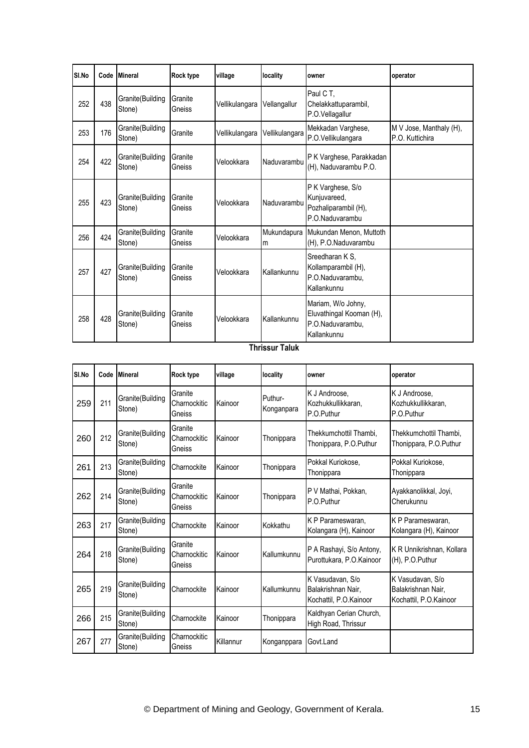| Sl.No | Code | Mineral | Rock type | village | locality | owner | operator |
|---|---|---|---|---|---|---|---|
| 252 | 438 | Granite(Building Stone) | Granite Gneiss | Vellikulangara | Vellangallur | Paul C T, Chelakkattuparambil, P.O.Vellagallur | |
| 253 | 176 | Granite(Building Stone) | Granite | Vellikulangara | Vellikulangara | Mekkadan Varghese, P.O.Vellikulangara | M V Jose, Manthaly (H), P.O. Kuttichira |
| 254 | 422 | Granite(Building Stone) | Granite Gneiss | Velookkara | Naduvarambu | P K Varghese, Parakkadan (H), Naduvarambu P.O. | |
| 255 | 423 | Granite(Building Stone) | Granite Gneiss | Velookkara | Naduvarambu | P K Varghese, S/o Kunjuvareed, Pozhaliparambil (H), P.O.Naduvarambu | |
| 256 | 424 | Granite(Building Stone) | Granite Gneiss | Velookkara | Mukundapuram | Mukundan Menon, Muttoth (H), P.O.Naduvarambu | |
| 257 | 427 | Granite(Building Stone) | Granite Gneiss | Velookkara | Kallankunnu | Sreedharan K S, Kollamparambil (H), P.O.Naduvarambu, Kallankunnu | |
| 258 | 428 | Granite(Building Stone) | Granite Gneiss | Velookkara | Kallankunnu | Mariam, W/o Johny, Eluvathingal Kooman (H), P.O.Naduvarambu, Kallankunnu | |

**Thrissur Taluk**

| Sl.No | Code | Mineral | Rock type | village | locality | owner | operator |
|---|---|---|---|---|---|---|---|
| 259 | 211 | Granite(Building Stone) | Granite Charnockitic Gneiss | Kainoor | Puthur-Konganpara | K J Androose, Kozhukkullikkaran, P.O.Puthur | K J Androose, Kozhukkullikkaran, P.O.Puthur |
| 260 | 212 | Granite(Building Stone) | Granite Charnockitic Gneiss | Kainoor | Thonippara | Thekkumchottil Thambi, Thonippara, P.O.Puthur | Thekkumchottil Thambi, Thonippara, P.O.Puthur |
| 261 | 213 | Granite(Building Stone) | Charnockite | Kainoor | Thonippara | Pokkal Kuriokose, Thonippara | Pokkal Kuriokose, Thonippara |
| 262 | 214 | Granite(Building Stone) | Granite Charnockitic Gneiss | Kainoor | Thonippara | P V Mathai, Pokkan, P.O.Puthur | Ayakkanolikkal, Joyi, Cherukunnu |
| 263 | 217 | Granite(Building Stone) | Charnockite | Kainoor | Kokkathu | K P Parameswaran, Kolangara (H), Kainoor | K P Parameswaran, Kolangara (H), Kainoor |
| 264 | 218 | Granite(Building Stone) | Granite Charnockitic Gneiss | Kainoor | Kallumkunnu | P A Rashayi, S/o Antony, Purottukara, P.O.Kainoor | K R Unnikrishnan, Kollara (H), P.O.Puthur |
| 265 | 219 | Granite(Building Stone) | Charnockite | Kainoor | Kallumkunnu | K Vasudavan, S/o Balakrishnan Nair, Kochattil, P.O.Kainoor | K Vasudavan, S/o Balakrishnan Nair, Kochattil, P.O.Kainoor |
| 266 | 215 | Granite(Building Stone) | Charnockite | Kainoor | Thonippara | Kaldhyan Cerian Church, High Road, Thrissur | |
| 267 | 277 | Granite(Building Stone) | Charnockitic Gneiss | Killannur | Konganppara | Govt.Land | |

© Department of Mining and Geology, Government of Kerala.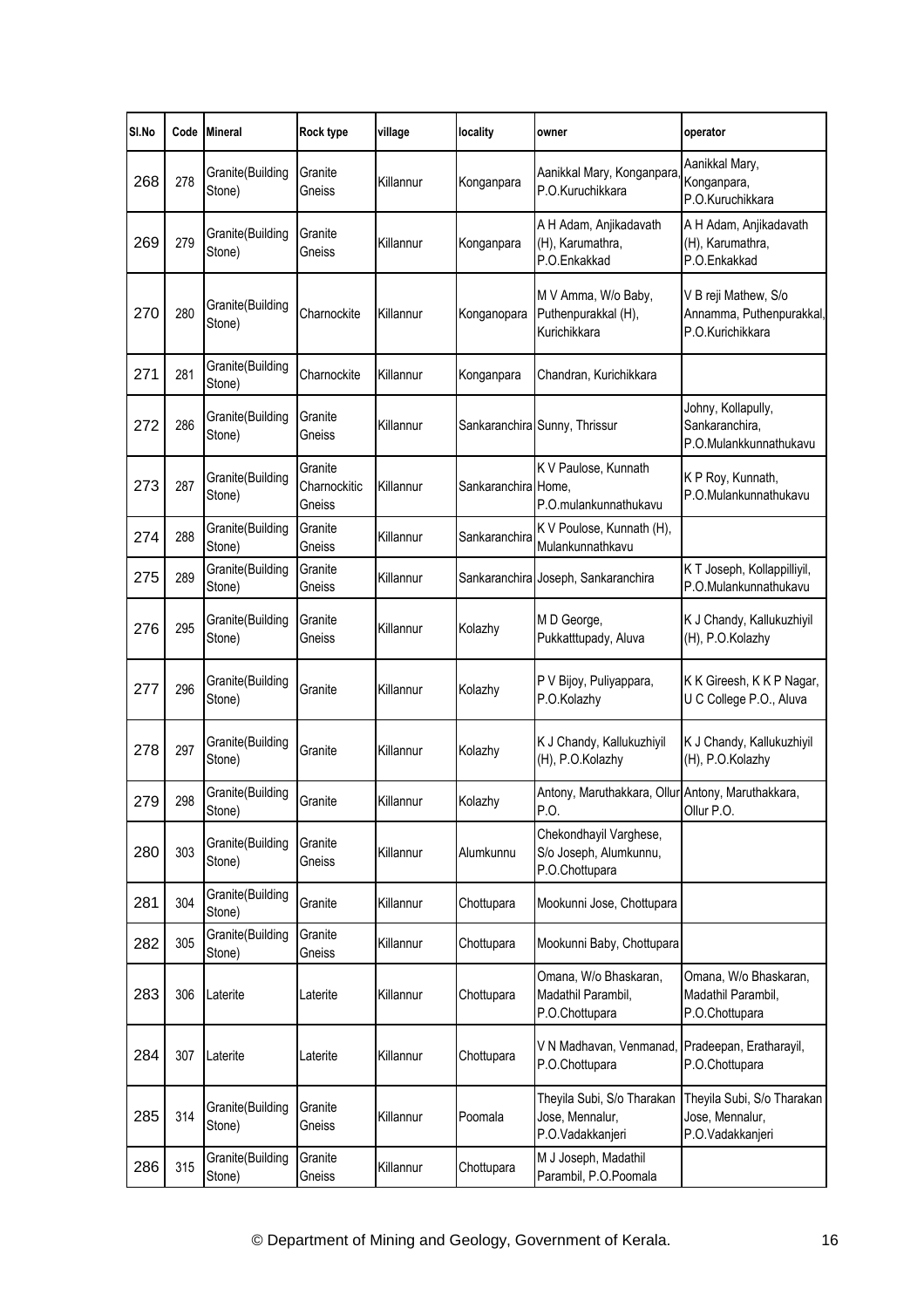| Sl.No | Code | Mineral | Rock type | village | locality | owner | operator |
|---|---|---|---|---|---|---|---|
| 268 | 278 | Granite(Building Stone) | Granite Gneiss | Killannur | Konganpara | Aanikkal Mary, Konganpara, P.O.Kuruchikkara | Aanikkal Mary, Konganpara, P.O.Kuruchikkara |
| 269 | 279 | Granite(Building Stone) | Granite Gneiss | Killannur | Konganpara | A H Adam, Anjikadavath (H), Karumathra, P.O.Enkakkad | A H Adam, Anjikadavath (H), Karumathra, P.O.Enkakkad |
| 270 | 280 | Granite(Building Stone) | Charnockite | Killannur | Konganopara | M V Amma, W/o Baby, Puthenpurakkal (H), Kurichikkara | V B reji Mathew, S/o Annamma, Puthenpurakkal, P.O.Kurichikkara |
| 271 | 281 | Granite(Building Stone) | Charnockite | Killannur | Konganpara | Chandran, Kurichikkara | |
| 272 | 286 | Granite(Building Stone) | Granite Gneiss | Killannur | Sankaranchira | Sunny, Thrissur | Johny, Kollapully, Sankaranchira, P.O.Mulankkunnathukavu |
| 273 | 287 | Granite(Building Stone) | Granite Charnockitic Gneiss | Killannur | Sankaranchira | K V Paulose, Kunnath Home, P.O.mulankunnathukavu | K P Roy, Kunnath, P.O.Mulankunnathukavu |
| 274 | 288 | Granite(Building Stone) | Granite Gneiss | Killannur | Sankaranchira | K V Poulose, Kunnath (H), Mulankunnathkavu | |
| 275 | 289 | Granite(Building Stone) | Granite Gneiss | Killannur | Sankaranchira | Joseph, Sankaranchira | K T Joseph, Kollappilliyil, P.O.Mulankunnathukavu |
| 276 | 295 | Granite(Building Stone) | Granite Gneiss | Killannur | Kolazhy | M D George, Pukkatttupady, Aluva | K J Chandy, Kallukuzhiyil (H), P.O.Kolazhy |
| 277 | 296 | Granite(Building Stone) | Granite | Killannur | Kolazhy | P V Bijoy, Puliyappara, P.O.Kolazhy | K K Gireesh, K K P Nagar, U C College P.O., Aluva |
| 278 | 297 | Granite(Building Stone) | Granite | Killannur | Kolazhy | K J Chandy, Kallukuzhiyil (H), P.O.Kolazhy | K J Chandy, Kallukuzhiyil (H), P.O.Kolazhy |
| 279 | 298 | Granite(Building Stone) | Granite | Killannur | Kolazhy | Antony, Maruthakkara, Ollur P.O. | Antony, Maruthakkara, Ollur P.O. |
| 280 | 303 | Granite(Building Stone) | Granite Gneiss | Killannur | Alumkunnu | Chekondhayil Varghese, S/o Joseph, Alumkunnu, P.O.Chottupara | |
| 281 | 304 | Granite(Building Stone) | Granite | Killannur | Chottupara | Mookunni Jose, Chottupara | |
| 282 | 305 | Granite(Building Stone) | Granite Gneiss | Killannur | Chottupara | Mookunni Baby, Chottupara | |
| 283 | 306 | Laterite | Laterite | Killannur | Chottupara | Omana, W/o Bhaskaran, Madathil Parambil, P.O.Chottupara | Omana, W/o Bhaskaran, Madathil Parambil, P.O.Chottupara |
| 284 | 307 | Laterite | Laterite | Killannur | Chottupara | V N Madhavan, Venmanad, P.O.Chottupara | Pradeepan, Eratharayil, P.O.Chottupara |
| 285 | 314 | Granite(Building Stone) | Granite Gneiss | Killannur | Poomala | Theyila Subi, S/o Tharakan Jose, Mennalur, P.O.Vadakkanjeri | Theyila Subi, S/o Tharakan Jose, Mennalur, P.O.Vadakkanjeri |
| 286 | 315 | Granite(Building Stone) | Granite Gneiss | Killannur | Chottupara | M J Joseph, Madathil Parambil, P.O.Poomala | |

© Department of Mining and Geology, Government of Kerala.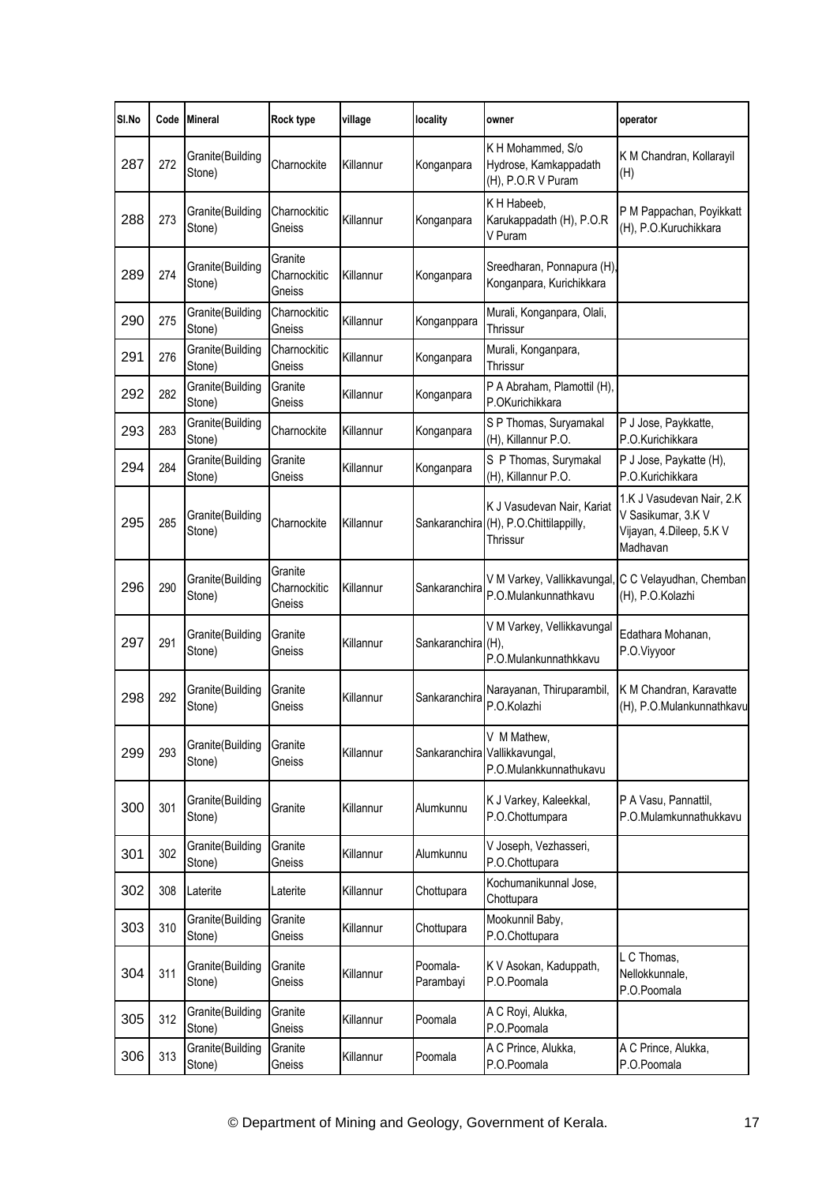| Sl.No | Code | Mineral | Rock type | village | locality | owner | operator |
|---|---|---|---|---|---|---|---|
| 287 | 272 | Granite(Building Stone) | Charnockite | Killannur | Konganpara | K H Mohammed, S/o Hydrose, Kamkappadath (H), P.O.R V Puram | K M Chandran, Kollarayil (H) |
| 288 | 273 | Granite(Building Stone) | Charnockitic Gneiss | Killannur | Konganpara | K H Habeeb, Karukappadath (H), P.O.R V Puram | P M Pappachan, Poyikkatt (H), P.O.Kuruchikkara |
| 289 | 274 | Granite(Building Stone) | Granite Charnockitic Gneiss | Killannur | Konganpara | Sreedharan, Ponnapura (H), Konganpara, Kurichikkara | |
| 290 | 275 | Granite(Building Stone) | Charnockitic Gneiss | Killannur | Konganppara | Murali, Konganpara, Olali, Thrissur | |
| 291 | 276 | Granite(Building Stone) | Charnockitic Gneiss | Killannur | Konganpara | Murali, Konganpara, Thrissur | |
| 292 | 282 | Granite(Building Stone) | Granite Gneiss | Killannur | Konganpara | P A Abraham, Plamottil (H), P.OKurichikkara | |
| 293 | 283 | Granite(Building Stone) | Charnockite | Killannur | Konganpara | S P Thomas, Suryamakal (H), Killannur P.O. | P J Jose, Paykkatte, P.O.Kurichikkara |
| 294 | 284 | Granite(Building Stone) | Granite Gneiss | Killannur | Konganpara | S P Thomas, Surymakal (H), Killannur P.O. | P J Jose, Paykatte (H), P.O.Kurichikkara |
| 295 | 285 | Granite(Building Stone) | Charnockite | Killannur | Sankaranchira | K J Vasudevan Nair, Kariat (H), P.O.Chittilappilly, Thrissur | 1.K J Vasudevan Nair, 2.K V Sasikumar, 3.K V Vijayan, 4.Dileep, 5.K V Madhavan |
| 296 | 290 | Granite(Building Stone) | Granite Charnockitic Gneiss | Killannur | Sankaranchira | V M Varkey, Vallikkavungal, P.O.Mulankunnathkavu | C C Velayudhan, Chemban (H), P.O.Kolazhi |
| 297 | 291 | Granite(Building Stone) | Granite Gneiss | Killannur | Sankaranchira | V M Varkey, Vellikkavungal (H), P.O.Mulankunnathkkavu | Edathara Mohanan, P.O.Viyyoor |
| 298 | 292 | Granite(Building Stone) | Granite Gneiss | Killannur | Sankaranchira | Narayanan, Thiruparambil, P.O.Kolazhi | K M Chandran, Karavatte (H), P.O.Mulankunnathkavu |
| 299 | 293 | Granite(Building Stone) | Granite Gneiss | Killannur | Sankaranchira | V M Mathew, Vallikkavungal, P.O.Mulankkunnathukavu | |
| 300 | 301 | Granite(Building Stone) | Granite | Killannur | Alumkunnu | K J Varkey, Kaleekkal, P.O.Chottumpara | P A Vasu, Pannattil, P.O.Mulamkunnathukkavu |
| 301 | 302 | Granite(Building Stone) | Granite Gneiss | Killannur | Alumkunnu | V Joseph, Vezhasseri, P.O.Chottupara | |
| 302 | 308 | Laterite | Laterite | Killannur | Chottupara | Kochumanikunnal Jose, Chottupara | |
| 303 | 310 | Granite(Building Stone) | Granite Gneiss | Killannur | Chottupara | Mookunnil Baby, P.O.Chottupara | |
| 304 | 311 | Granite(Building Stone) | Granite Gneiss | Killannur | Poomala-Parambayi | K V Asokan, Kaduppath, P.O.Poomala | L C Thomas, Nellokkunnale, P.O.Poomala |
| 305 | 312 | Granite(Building Stone) | Granite Gneiss | Killannur | Poomala | A C Royi, Alukka, P.O.Poomala | |
| 306 | 313 | Granite(Building Stone) | Granite Gneiss | Killannur | Poomala | A C Prince, Alukka, P.O.Poomala | A C Prince, Alukka, P.O.Poomala |

© Department of Mining and Geology, Government of Kerala.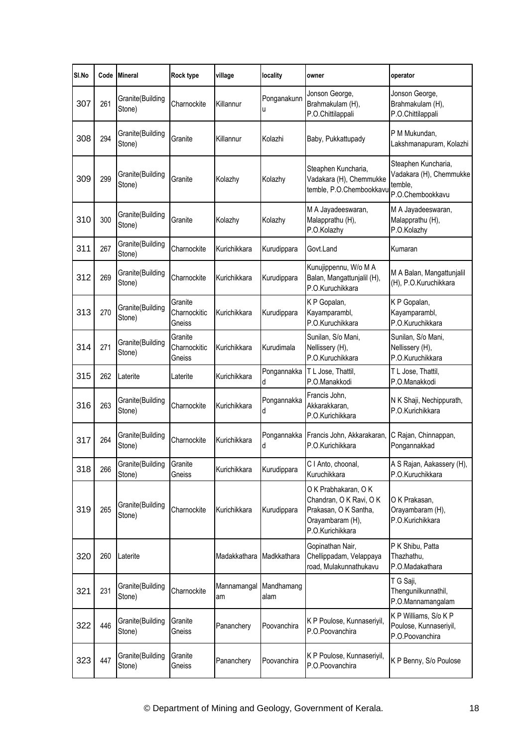| Sl.No | Code | Mineral | Rock type | village | locality | owner | operator |
|---|---|---|---|---|---|---|---|
| 307 | 261 | Granite(Building Stone) | Charnockite | Killannur | Ponganakunnu | Jonson George, Brahmakulam (H), P.O.Chittilappali | Jonson George, Brahmakulam (H), P.O.Chittilappali |
| 308 | 294 | Granite(Building Stone) | Granite | Killannur | Kolazhi | Baby, Pukkattupady | P M Mukundan, Lakshmanapuram, Kolazhi |
| 309 | 299 | Granite(Building Stone) | Granite | Kolazhy | Kolazhy | Steaphen Kuncharia, Vadakara (H), Chemmukke temble, P.O.Chembookkavu | Steaphen Kuncharia, Vadakara (H), Chemmukke temble, P.O.Chembookkavu |
| 310 | 300 | Granite(Building Stone) | Granite | Kolazhy | Kolazhy | M A Jayadeeswaran, Malapprathu (H), P.O.Kolazhy | M A Jayadeeswaran, Malapprathu (H), P.O.Kolazhy |
| 311 | 267 | Granite(Building Stone) | Charnockite | Kurichikkara | Kurudippara | Govt.Land | Kumaran |
| 312 | 269 | Granite(Building Stone) | Charnockite | Kurichikkara | Kurudippara | Kunujippennu, W/o M A Balan, Mangattunjalil (H), P.O.Kuruchikkara | M A Balan, Mangattunjalil (H), P.O.Kuruchikkara |
| 313 | 270 | Granite(Building Stone) | Granite Charnockitic Gneiss | Kurichikkara | Kurudippara | K P Gopalan, Kayamparambl, P.O.Kuruchikkara | K P Gopalan, Kayamparambl, P.O.Kuruchikkara |
| 314 | 271 | Granite(Building Stone) | Granite Charnockitic Gneiss | Kurichikkara | Kurudimala | Sunilan, S/o Mani, Nellissery (H), P.O.Kuruchikkara | Sunilan, S/o Mani, Nellissery (H), P.O.Kuruchikkara |
| 315 | 262 | Laterite | Laterite | Kurichikkara | Pongannakkad | T L Jose, Thattil, P.O.Manakkodi | T L Jose, Thattil, P.O.Manakkodi |
| 316 | 263 | Granite(Building Stone) | Charnockite | Kurichikkara | Pongannakkad | Francis John, Akkarakkaran, P.O.Kurichikkara | N K Shaji, Nechippurath, P.O.Kurichikkara |
| 317 | 264 | Granite(Building Stone) | Charnockite | Kurichikkara | Pongannakkad | Francis John, Akkarakkaran, P.O.Kurichikkara | C Rajan, Chinnappan, Pongannakkad |
| 318 | 266 | Granite(Building Stone) | Granite Gneiss | Kurichikkara | Kurudippara | C I Anto, choonal, Kuruchikkara | A S Rajan, Aakassery (H), P.O.Kuruchikkara |
| 319 | 265 | Granite(Building Stone) | Charnockite | Kurichikkara | Kurudippara | O K Prabhakaran, O K Chandran, O K Ravi, O K Prakasan, O K Santha, Orayambaram (H), P.O.Kurichikkara | O K Prakasan, Orayambaram (H), P.O.Kurichikkara |
| 320 | 260 | Laterite | | Madakkathara | Madkkathara | Gopinathan Nair, Chellippadam, Velappaya road, Mulakunnathukavu | P K Shibu, Patta Thazhathu, P.O.Madakathara |
| 321 | 231 | Granite(Building Stone) | Charnockite | Mannamangalam | Mandhamangalam | | T G Saji, Thengunilkunnathil, P.O.Mannamangalam |
| 322 | 446 | Granite(Building Stone) | Granite Gneiss | Pananchery | Poovanchira | K P Poulose, Kunnaseriyil, P.O.Poovanchira | K P Williams, S/o K P Poulose, Kunnaseriyil, P.O.Poovanchira |
| 323 | 447 | Granite(Building Stone) | Granite Gneiss | Pananchery | Poovanchira | K P Poulose, Kunnaseriyil, P.O.Poovanchira | K P Benny, S/o Poulose |

© Department of Mining and Geology, Government of Kerala.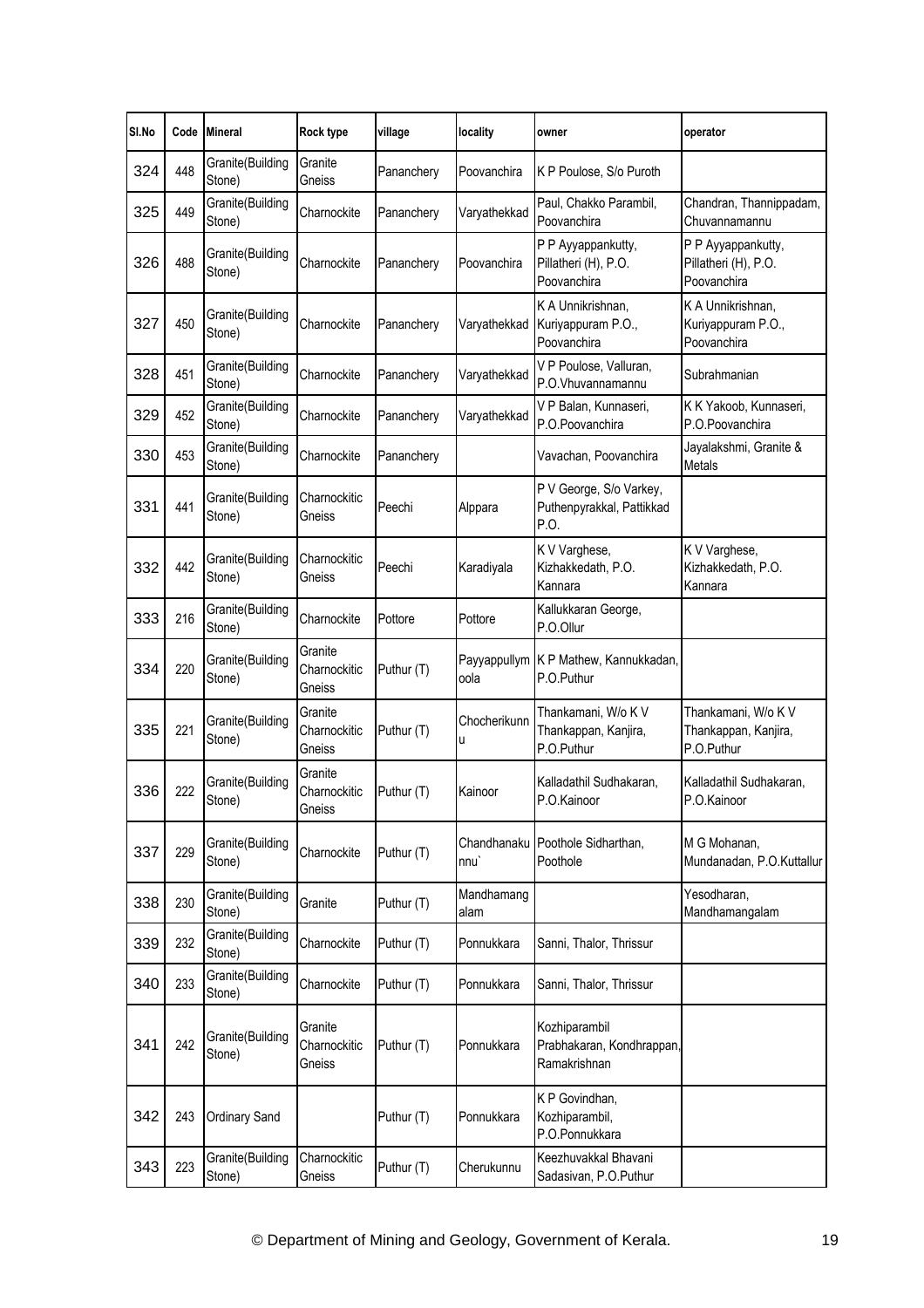| Sl.No | Code | Mineral | Rock type | village | locality | owner | operator |
|---|---|---|---|---|---|---|---|
| 324 | 448 | Granite(Building Stone) | Granite Gneiss | Pananchery | Poovanchira | K P Poulose, S/o Puroth | |
| 325 | 449 | Granite(Building Stone) | Charnockite | Pananchery | Varyathekkad | Paul, Chakko Parambil, Poovanchira | Chandran, Thannippadam, Chuvannamannu |
| 326 | 488 | Granite(Building Stone) | Charnockite | Pananchery | Poovanchira | P P Ayyappankutty, Pillatheri (H), P.O. Poovanchira | P P Ayyappankutty, Pillatheri (H), P.O. Poovanchira |
| 327 | 450 | Granite(Building Stone) | Charnockite | Pananchery | Varyathekkad | K A Unnikrishnan, Kuriyappuram P.O., Poovanchira | K A Unnikrishnan, Kuriyappuram P.O., Poovanchira |
| 328 | 451 | Granite(Building Stone) | Charnockite | Pananchery | Varyathekkad | V P Poulose, Valluran, P.O.Vhuvannamannu | Subrahmanian |
| 329 | 452 | Granite(Building Stone) | Charnockite | Pananchery | Varyathekkad | V P Balan, Kunnaseri, P.O.Poovanchira | K K Yakoob, Kunnaseri, P.O.Poovanchira |
| 330 | 453 | Granite(Building Stone) | Charnockite | Pananchery | | Vavachan, Poovanchira | Jayalakshmi, Granite & Metals |
| 331 | 441 | Granite(Building Stone) | Charnockitic Gneiss | Peechi | Alppara | P V George, S/o Varkey, Puthenpyrakkal, Pattikkad P.O. | |
| 332 | 442 | Granite(Building Stone) | Charnockitic Gneiss | Peechi | Karadiyala | K V Varghese, Kizhakkedath, P.O. Kannara | K V Varghese, Kizhakkedath, P.O. Kannara |
| 333 | 216 | Granite(Building Stone) | Charnockite | Pottore | Pottore | Kallukkaran George, P.O.Ollur | |
| 334 | 220 | Granite(Building Stone) | Granite Charnockitic Gneiss | Puthur (T) | Payyappullymoola | K P Mathew, Kannukkadan, P.O.Puthur | |
| 335 | 221 | Granite(Building Stone) | Granite Charnockitic Gneiss | Puthur (T) | Chocherikunnu | Thankamani, W/o K V Thankappan, Kanjira, P.O.Puthur | Thankamani, W/o K V Thankappan, Kanjira, P.O.Puthur |
| 336 | 222 | Granite(Building Stone) | Granite Charnockitic Gneiss | Puthur (T) | Kainoor | Kalladathil Sudhakaran, P.O.Kainoor | Kalladathil Sudhakaran, P.O.Kainoor |
| 337 | 229 | Granite(Building Stone) | Charnockite | Puthur (T) | Chandhanakunnu` | Poothole Sidharthan, Poothole | M G Mohanan, Mundanadan, P.O.Kuttallur |
| 338 | 230 | Granite(Building Stone) | Granite | Puthur (T) | Mandhamangalam | | Yesodharan, Mandhamangalam |
| 339 | 232 | Granite(Building Stone) | Charnockite | Puthur (T) | Ponnukkara | Sanni, Thalor, Thrissur | |
| 340 | 233 | Granite(Building Stone) | Charnockite | Puthur (T) | Ponnukkara | Sanni, Thalor, Thrissur | |
| 341 | 242 | Granite(Building Stone) | Granite Charnockitic Gneiss | Puthur (T) | Ponnukkara | Kozhiparambil Prabhakaran, Kondhrappan, Ramakrishnan | |
| 342 | 243 | Ordinary Sand | | Puthur (T) | Ponnukkara | K P Govindhan, Kozhiparambil, P.O.Ponnukkara | |
| 343 | 223 | Granite(Building Stone) | Charnockitic Gneiss | Puthur (T) | Cherukunnu | Keezhuvakkal Bhavani Sadasivan, P.O.Puthur | |

© Department of Mining and Geology, Government of Kerala.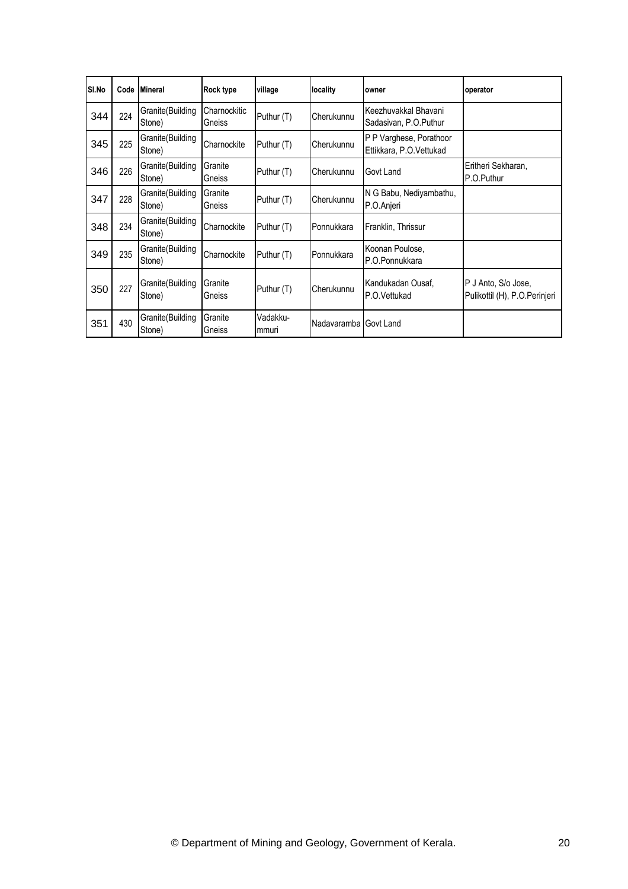| Sl.No | Code | Mineral | Rock type | village | locality | owner | operator |
|---|---|---|---|---|---|---|---|
| 344 | 224 | Granite(Building Stone) | Charnockitic Gneiss | Puthur (T) | Cherukunnu | Keezhuvakkal Bhavani Sadasivan, P.O.Puthur | |
| 345 | 225 | Granite(Building Stone) | Charnockite | Puthur (T) | Cherukunnu | P P Varghese, Porathoor Ettikkara, P.O.Vettukad | |
| 346 | 226 | Granite(Building Stone) | Granite Gneiss | Puthur (T) | Cherukunnu | Govt Land | Eritheri Sekharan, P.O.Puthur |
| 347 | 228 | Granite(Building Stone) | Granite Gneiss | Puthur (T) | Cherukunnu | N G Babu, Nediyambathu, P.O.Anjeri | |
| 348 | 234 | Granite(Building Stone) | Charnockite | Puthur (T) | Ponnukkara | Franklin, Thrissur | |
| 349 | 235 | Granite(Building Stone) | Charnockite | Puthur (T) | Ponnukkara | Koonan Poulose, P.O.Ponnukkara | |
| 350 | 227 | Granite(Building Stone) | Granite Gneiss | Puthur (T) | Cherukunnu | Kandukadan Ousaf, P.O.Vettukad | P J Anto, S/o Jose, Pulikottil (H), P.O.Perinjeri |
| 351 | 430 | Granite(Building Stone) | Granite Gneiss | Vadakku-mmuri | Nadavaramba | Govt Land | |

© Department of Mining and Geology, Government of Kerala.